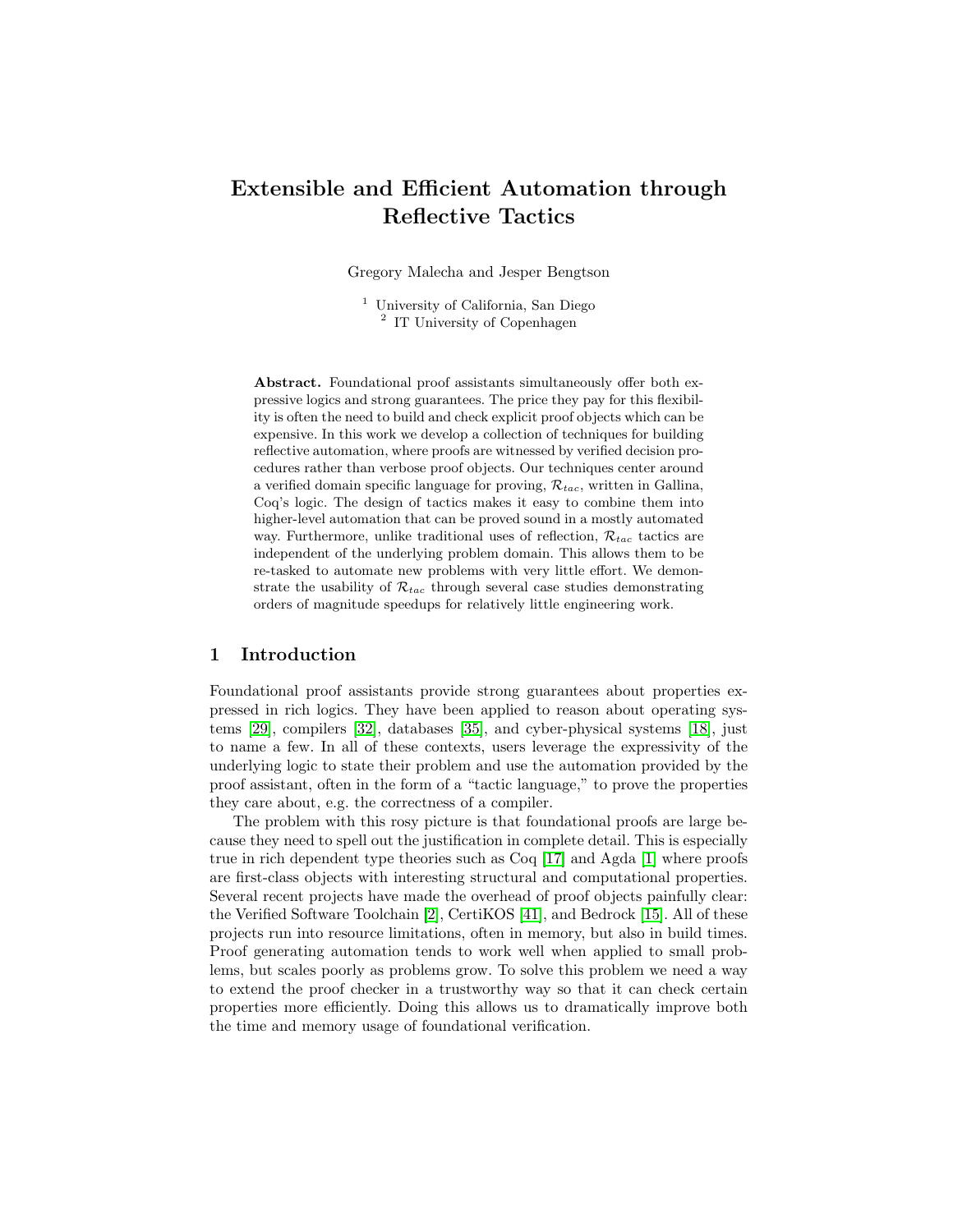# Extensible and Efficient Automation through Reflective Tactics

Gregory Malecha and Jesper Bengtson

[1] University of California, San Diego
[2] IT University of Copenhagen

**Abstract.** Foundational proof assistants simultaneously offer both expressive logics and strong guarantees. The price they pay for this flexibility is often the need to build and check explicit proof objects which can be expensive. In this work we develop a collection of techniques for building reflective automation, where proofs are witnessed by verified decision procedures rather than verbose proof objects. Our techniques center around a verified domain specific language for proving, $\mathcal{R}_{tac}$, written in Gallina, Coq's logic. The design of tactics makes it easy to combine them into higher-level automation that can be proved sound in a mostly automated way. Furthermore, unlike traditional uses of reflection, $\mathcal{R}_{tac}$ tactics are independent of the underlying problem domain. This allows them to be re-tasked to automate new problems with very little effort. We demonstrate the usability of $\mathcal{R}_{tac}$ through several case studies demonstrating orders of magnitude speedups for relatively little engineering work.

## 1 Introduction

Foundational proof assistants provide strong guarantees about properties expressed in rich logics. They have been applied to reason about operating systems [29], compilers [32], databases [35], and cyber-physical systems [18], just to name a few. In all of these contexts, users leverage the expressivity of the underlying logic to state their problem and use the automation provided by the proof assistant, often in the form of a "tactic language," to prove the properties they care about, e.g. the correctness of a compiler.

The problem with this rosy picture is that foundational proofs are large because they need to spell out the justification in complete detail. This is especially true in rich dependent type theories such as Coq [17] and Agda [1] where proofs are first-class objects with interesting structural and computational properties. Several recent projects have made the overhead of proof objects painfully clear: the Verified Software Toolchain [2], CertiKOS [41], and Bedrock [15]. All of these projects run into resource limitations, often in memory, but also in build times. Proof generating automation tends to work well when applied to small problems, but scales poorly as problems grow. To solve this problem we need a way to extend the proof checker in a trustworthy way so that it can check certain properties more efficiently. Doing this allows us to dramatically improve both the time and memory usage of foundational verification.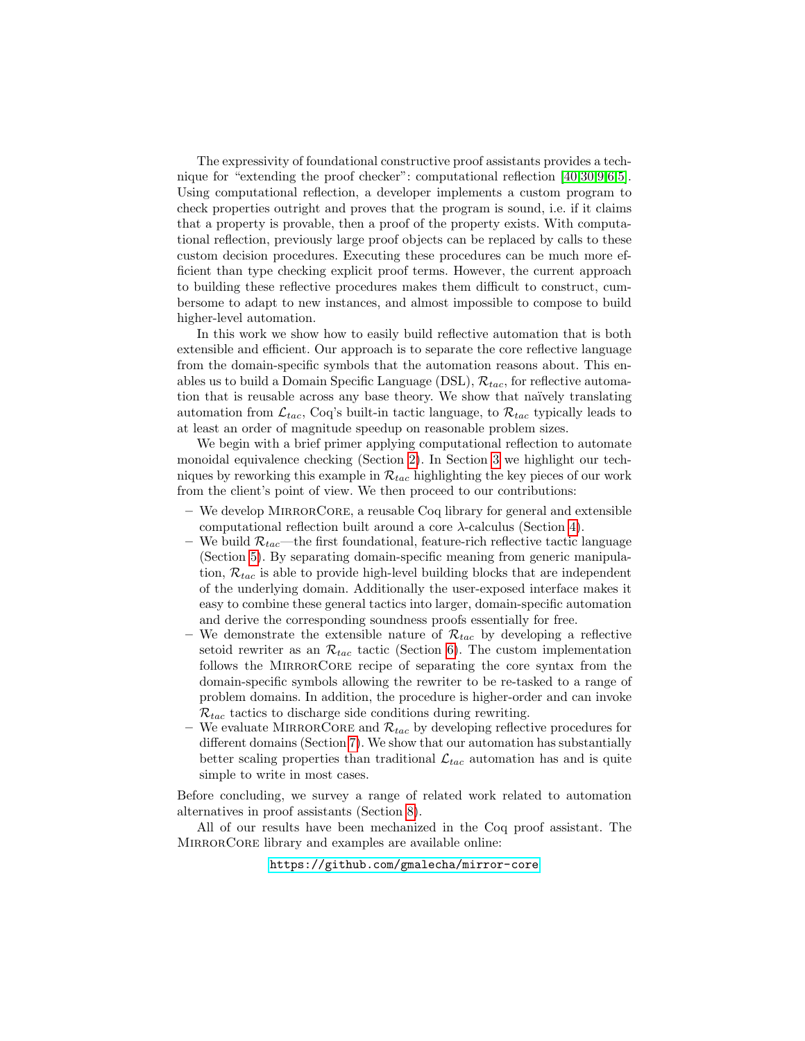The expressivity of foundational constructive proof assistants provides a technique for "extending the proof checker": computational reflection [40,30,9,6,5]. Using computational reflection, a developer implements a custom program to check properties outright and proves that the program is sound, i.e. if it claims that a property is provable, then a proof of the property exists. With computational reflection, previously large proof objects can be replaced by calls to these custom decision procedures. Executing these procedures can be much more efficient than type checking explicit proof terms. However, the current approach to building these reflective procedures makes them difficult to construct, cumbersome to adapt to new instances, and almost impossible to compose to build higher-level automation.

In this work we show how to easily build reflective automation that is both extensible and efficient. Our approach is to separate the core reflective language from the domain-specific symbols that the automation reasons about. This enables us to build a Domain Specific Language (DSL), $\mathcal{R}_{tac}$, for reflective automation that is reusable across any base theory. We show that naïvely translating automation from $\mathcal{L}_{tac}$, Coq's built-in tactic language, to $\mathcal{R}_{tac}$ typically leads to at least an order of magnitude speedup on reasonable problem sizes.

We begin with a brief primer applying computational reflection to automate monoidal equivalence checking (Section 2). In Section 3 we highlight our techniques by reworking this example in $\mathcal{R}_{tac}$ highlighting the key pieces of our work from the client's point of view. We then proceed to our contributions:

- We develop MirrorCore, a reusable Coq library for general and extensible computational reflection built around a core $\lambda$-calculus (Section 4).
- We build $\mathcal{R}_{tac}$—the first foundational, feature-rich reflective tactic language (Section 5). By separating domain-specific meaning from generic manipulation, $\mathcal{R}_{tac}$ is able to provide high-level building blocks that are independent of the underlying domain. Additionally the user-exposed interface makes it easy to combine these general tactics into larger, domain-specific automation and derive the corresponding soundness proofs essentially for free.
- We demonstrate the extensible nature of $\mathcal{R}_{tac}$ by developing a reflective setoid rewriter as an $\mathcal{R}_{tac}$ tactic (Section 6). The custom implementation follows the MirrorCore recipe of separating the core syntax from the domain-specific symbols allowing the rewriter to be re-tasked to a range of problem domains. In addition, the procedure is higher-order and can invoke $\mathcal{R}_{tac}$ tactics to discharge side conditions during rewriting.
- We evaluate MirrorCore and $\mathcal{R}_{tac}$ by developing reflective procedures for different domains (Section 7). We show that our automation has substantially better scaling properties than traditional $\mathcal{L}_{tac}$ automation has and is quite simple to write in most cases.

Before concluding, we survey a range of related work related to automation alternatives in proof assistants (Section 8).

All of our results have been mechanized in the Coq proof assistant. The MirrorCore library and examples are available online:

https://github.com/gmalecha/mirror-core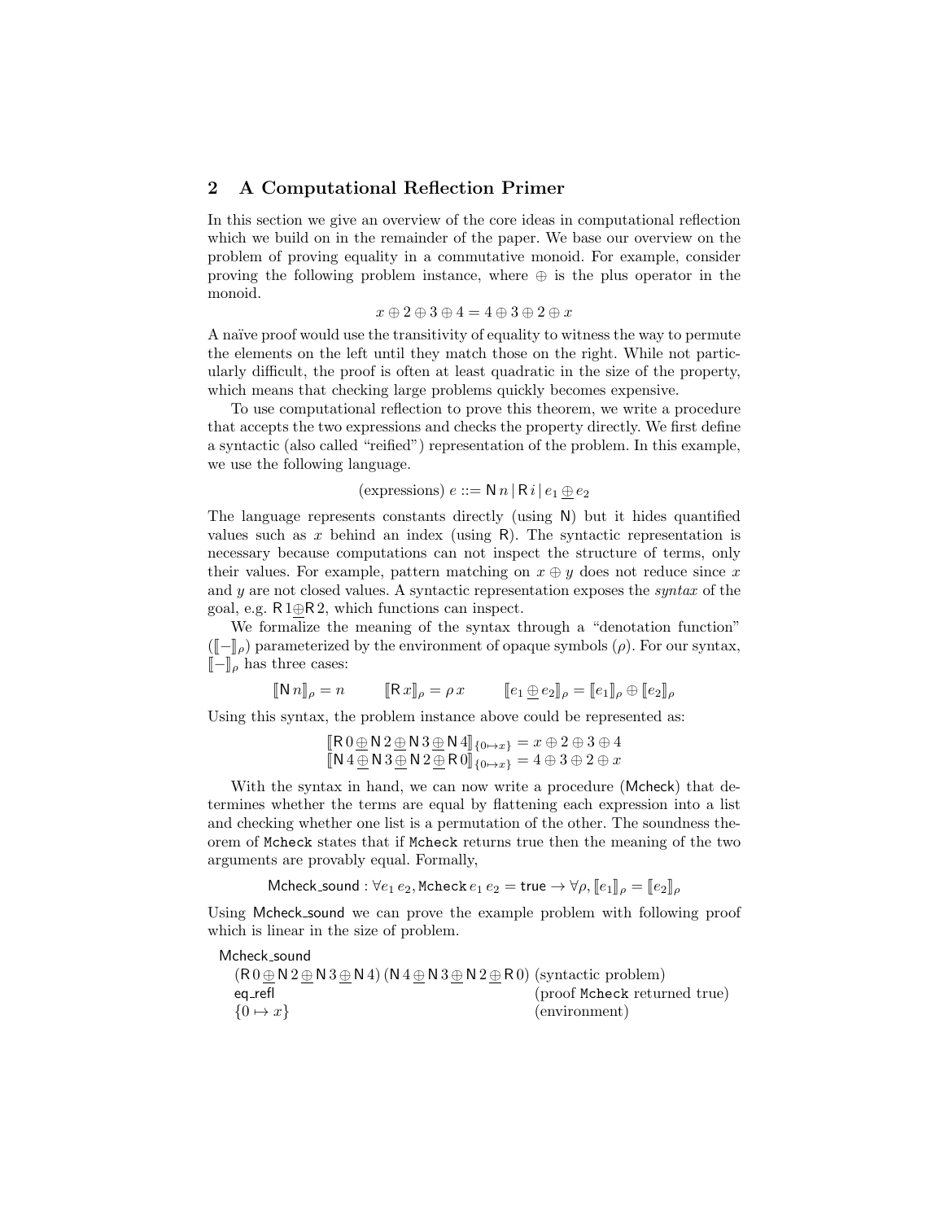## 2 A Computational Reflection Primer

In this section we give an overview of the core ideas in computational reflection which we build on in the remainder of the paper. We base our overview on the problem of proving equality in a commutative monoid. For example, consider proving the following problem instance, where $\oplus$ is the plus operator in the monoid.

$$x \oplus 2 \oplus 3 \oplus 4 = 4 \oplus 3 \oplus 2 \oplus x$$

A naïve proof would use the transitivity of equality to witness the way to permute the elements on the left until they match those on the right. While not particularly difficult, the proof is often at least quadratic in the size of the property, which means that checking large problems quickly becomes expensive.

To use computational reflection to prove this theorem, we write a procedure that accepts the two expressions and checks the property directly. We first define a syntactic (also called "reified") representation of the problem. In this example, we use the following language.

$$\text{(expressions) } e ::= \mathsf{N}\, n \mid \mathsf{R}\, i \mid e_1 \underline{\oplus}\, e_2$$

The language represents constants directly (using $\mathsf{N}$) but it hides quantified values such as $x$ behind an index (using $\mathsf{R}$). The syntactic representation is necessary because computations can not inspect the structure of terms, only their values. For example, pattern matching on $x \oplus y$ does not reduce since $x$ and $y$ are not closed values. A syntactic representation exposes the *syntax* of the goal, e.g. $\mathsf{R}\,1 \underline{\oplus} \mathsf{R}\,2$, which functions can inspect.

We formalize the meaning of the syntax through a "denotation function" ($[\![-]\!]_\rho$) parameterized by the environment of opaque symbols ($\rho$). For our syntax, $[\![-]\!]_\rho$ has three cases:

$$[\![\mathsf{N}\, n]\!]_\rho = n \qquad [\![\mathsf{R}\, x]\!]_\rho = \rho\, x \qquad [\![e_1 \underline{\oplus}\, e_2]\!]_\rho = [\![e_1]\!]_\rho \oplus [\![e_2]\!]_\rho$$

Using this syntax, the problem instance above could be represented as:

$$[\![\mathsf{R}\,0 \underline{\oplus} \mathsf{N}\,2 \underline{\oplus} \mathsf{N}\,3 \underline{\oplus} \mathsf{N}\,4]\!]_{\{0 \mapsto x\}} = x \oplus 2 \oplus 3 \oplus 4$$
$$[\![\mathsf{N}\,4 \underline{\oplus} \mathsf{N}\,3 \underline{\oplus} \mathsf{N}\,2 \underline{\oplus} \mathsf{R}\,0]\!]_{\{0 \mapsto x\}} = 4 \oplus 3 \oplus 2 \oplus x$$

With the syntax in hand, we can now write a procedure ($\mathsf{Mcheck}$) that determines whether the terms are equal by flattening each expression into a list and checking whether one list is a permutation of the other. The soundness theorem of `Mcheck` states that if `Mcheck` returns true then the meaning of the two arguments are provably equal. Formally,

$$\mathsf{Mcheck\_sound} : \forall e_1\, e_2, \mathsf{Mcheck}\, e_1\, e_2 = \mathsf{true} \rightarrow \forall \rho, [\![e_1]\!]_\rho = [\![e_2]\!]_\rho$$

Using $\mathsf{Mcheck\_sound}$ we can prove the example problem with following proof which is linear in the size of problem.

$\mathsf{Mcheck\_sound}$
$\quad (\mathsf{R}\,0 \underline{\oplus} \mathsf{N}\,2 \underline{\oplus} \mathsf{N}\,3 \underline{\oplus} \mathsf{N}\,4)\,(\mathsf{N}\,4 \underline{\oplus} \mathsf{N}\,3 \underline{\oplus} \mathsf{N}\,2 \underline{\oplus} \mathsf{R}\,0)$ (syntactic problem)
$\quad \mathsf{eq\_refl}$ (proof `Mcheck` returned true)
$\quad \{0 \mapsto x\}$ (environment)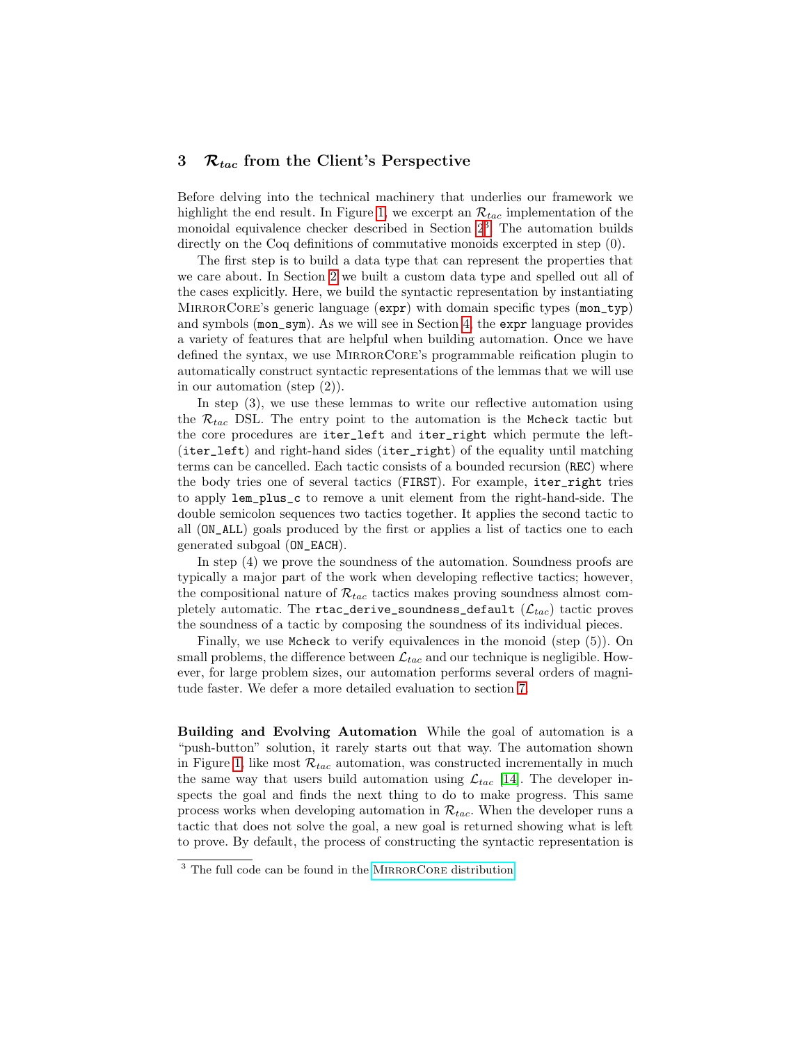## 3 $\mathcal{R}_{tac}$ from the Client's Perspective

Before delving into the technical machinery that underlies our framework we highlight the end result. In Figure 1, we excerpt an $\mathcal{R}_{tac}$ implementation of the monoidal equivalence checker described in Section 2[3]. The automation builds directly on the Coq definitions of commutative monoids excerpted in step (0).

The first step is to build a data type that can represent the properties that we care about. In Section 2 we built a custom data type and spelled out all of the cases explicitly. Here, we build the syntactic representation by instantiating MirrorCore's generic language (`expr`) with domain specific types (`mon_typ`) and symbols (`mon_sym`). As we will see in Section 4, the `expr` language provides a variety of features that are helpful when building automation. Once we have defined the syntax, we use MirrorCore's programmable reification plugin to automatically construct syntactic representations of the lemmas that we will use in our automation (step (2)).

In step (3), we use these lemmas to write our reflective automation using the $\mathcal{R}_{tac}$ DSL. The entry point to the automation is the `Mcheck` tactic but the core procedures are `iter_left` and `iter_right` which permute the left- (`iter_left`) and right-hand sides (`iter_right`) of the equality until matching terms can be cancelled. Each tactic consists of a bounded recursion (`REC`) where the body tries one of several tactics (`FIRST`). For example, `iter_right` tries to apply `lem_plus_c` to remove a unit element from the right-hand-side. The double semicolon sequences two tactics together. It applies the second tactic to all (`ON_ALL`) goals produced by the first or applies a list of tactics one to each generated subgoal (`ON_EACH`).

In step (4) we prove the soundness of the automation. Soundness proofs are typically a major part of the work when developing reflective tactics; however, the compositional nature of $\mathcal{R}_{tac}$ tactics makes proving soundness almost completely automatic. The `rtac_derive_soundness_default` ($\mathcal{L}_{tac}$) tactic proves the soundness of a tactic by composing the soundness of its individual pieces.

Finally, we use `Mcheck` to verify equivalences in the monoid (step (5)). On small problems, the difference between $\mathcal{L}_{tac}$ and our technique is negligible. However, for large problem sizes, our automation performs several orders of magnitude faster. We defer a more detailed evaluation to section 7.

**Building and Evolving Automation** While the goal of automation is a "push-button" solution, it rarely starts out that way. The automation shown in Figure 1, like most $\mathcal{R}_{tac}$ automation, was constructed incrementally in much the same way that users build automation using $\mathcal{L}_{tac}$ [14]. The developer inspects the goal and finds the next thing to do to make progress. This same process works when developing automation in $\mathcal{R}_{tac}$. When the developer runs a tactic that does not solve the goal, a new goal is returned showing what is left to prove. By default, the process of constructing the syntactic representation is

[3] The full code can be found in the MirrorCore distribution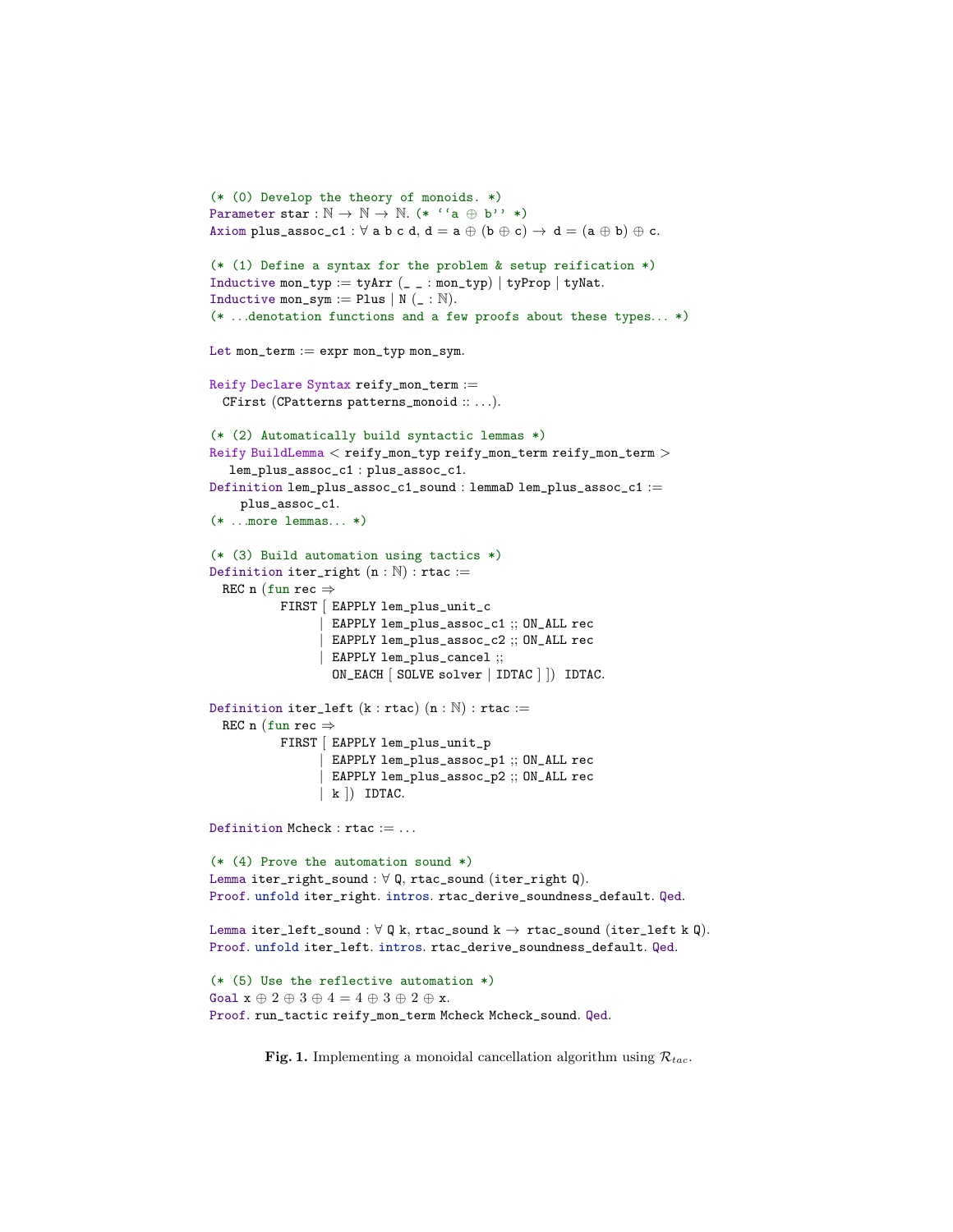```
(* (0) Develop the theory of monoids. *)
Parameter star : ℕ → ℕ → ℕ. (* ‘‘a ⊕ b’’ *)
Axiom plus_assoc_c1 : ∀ a b c d, d = a ⊕ (b ⊕ c) → d = (a ⊕ b) ⊕ c.

(* (1) Define a syntax for the problem & setup reification *)
Inductive mon_typ := tyArr (_ _ : mon_typ) | tyProp | tyNat.
Inductive mon_sym := Plus | N (_ : ℕ).
(* ...denotation functions and a few proofs about these types... *)

Let mon_term := expr mon_typ mon_sym.

Reify Declare Syntax reify_mon_term :=
  CFirst (CPatterns patterns_monoid :: ...).

(* (2) Automatically build syntactic lemmas *)
Reify BuildLemma < reify_mon_typ reify_mon_term reify_mon_term >
   lem_plus_assoc_c1 : plus_assoc_c1.
Definition lem_plus_assoc_c1_sound : lemmaD lem_plus_assoc_c1 :=
    plus_assoc_c1.
(* ...more lemmas... *)

(* (3) Build automation using tactics *)
Definition iter_right (n : ℕ) : rtac :=
  REC n (fun rec ⇒
         FIRST [ EAPPLY lem_plus_unit_c
               | EAPPLY lem_plus_assoc_c1 ;; ON_ALL rec
               | EAPPLY lem_plus_assoc_c2 ;; ON_ALL rec
               | EAPPLY lem_plus_cancel ;;
                 ON_EACH [ SOLVE solver | IDTAC ] ])  IDTAC.

Definition iter_left (k : rtac) (n : ℕ) : rtac :=
  REC n (fun rec ⇒
         FIRST [ EAPPLY lem_plus_unit_p
               | EAPPLY lem_plus_assoc_p1 ;; ON_ALL rec
               | EAPPLY lem_plus_assoc_p2 ;; ON_ALL rec
               | k ])  IDTAC.

Definition Mcheck : rtac := ...

(* (4) Prove the automation sound *)
Lemma iter_right_sound : ∀ Q, rtac_sound (iter_right Q).
Proof. unfold iter_right. intros. rtac_derive_soundness_default. Qed.

Lemma iter_left_sound : ∀ Q k, rtac_sound k → rtac_sound (iter_left k Q).
Proof. unfold iter_left. intros. rtac_derive_soundness_default. Qed.

(* (5) Use the reflective automation *)
Goal x ⊕ 2 ⊕ 3 ⊕ 4 = 4 ⊕ 3 ⊕ 2 ⊕ x.
Proof. run_tactic reify_mon_term Mcheck Mcheck_sound. Qed.
```

**Fig. 1.** Implementing a monoidal cancellation algorithm using $\mathcal{R}_{tac}$.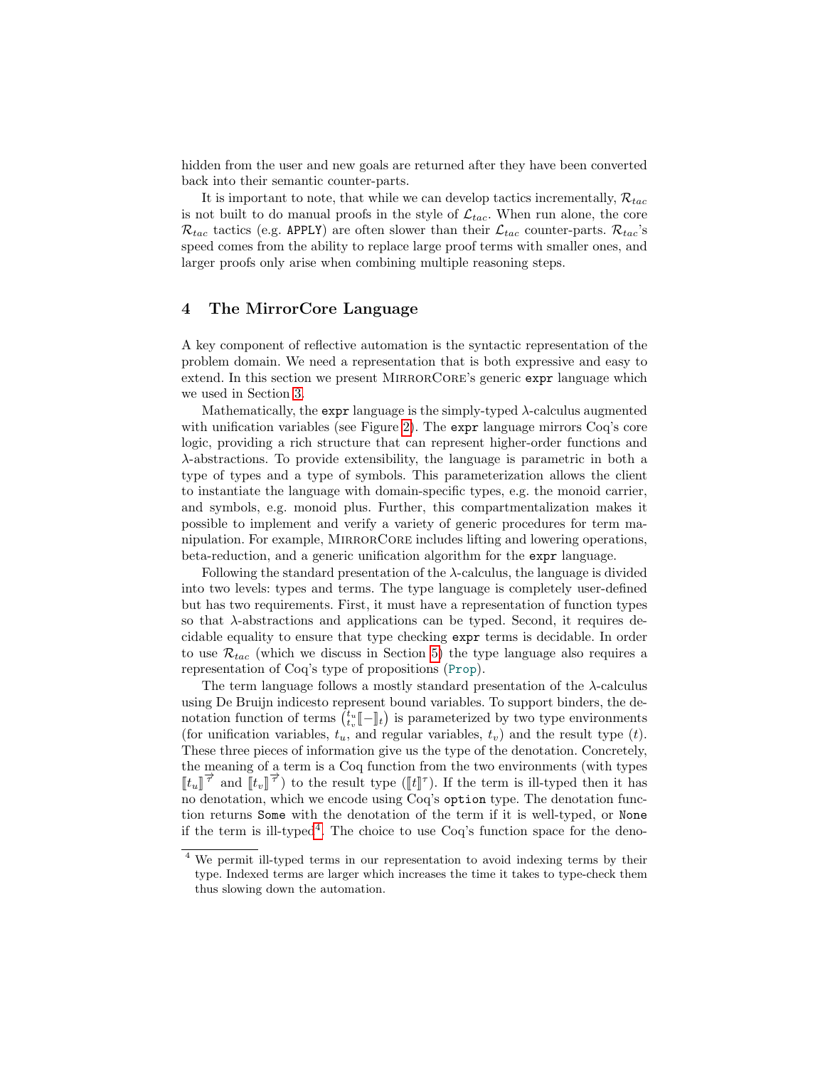hidden from the user and new goals are returned after they have been converted back into their semantic counter-parts.

It is important to note, that while we can develop tactics incrementally, $\mathcal{R}_{tac}$ is not built to do manual proofs in the style of $\mathcal{L}_{tac}$. When run alone, the core $\mathcal{R}_{tac}$ tactics (e.g. `APPLY`) are often slower than their $\mathcal{L}_{tac}$ counter-parts. $\mathcal{R}_{tac}$'s speed comes from the ability to replace large proof terms with smaller ones, and larger proofs only arise when combining multiple reasoning steps.

## 4 The MirrorCore Language

A key component of reflective automation is the syntactic representation of the problem domain. We need a representation that is both expressive and easy to extend. In this section we present MirrorCore's generic `expr` language which we used in Section 3.

Mathematically, the `expr` language is the simply-typed $\lambda$-calculus augmented with unification variables (see Figure 2). The `expr` language mirrors Coq's core logic, providing a rich structure that can represent higher-order functions and $\lambda$-abstractions. To provide extensibility, the language is parametric in both a type of types and a type of symbols. This parameterization allows the client to instantiate the language with domain-specific types, e.g. the monoid carrier, and symbols, e.g. monoid plus. Further, this compartmentalization makes it possible to implement and verify a variety of generic procedures for term manipulation. For example, MirrorCore includes lifting and lowering operations, beta-reduction, and a generic unification algorithm for the `expr` language.

Following the standard presentation of the $\lambda$-calculus, the language is divided into two levels: types and terms. The type language is completely user-defined but has two requirements. First, it must have a representation of function types so that $\lambda$-abstractions and applications can be typed. Second, it requires decidable equality to ensure that type checking `expr` terms is decidable. In order to use $\mathcal{R}_{tac}$ (which we discuss in Section 5) the type language also requires a representation of Coq's type of propositions (`Prop`).

The term language follows a mostly standard presentation of the $\lambda$-calculus using De Bruijn indicesto represent bound variables. To support binders, the denotation function of terms $\left({}^{t_u}_{t_v}[\![-]\!]_t\right)$ is parameterized by two type environments (for unification variables, $t_u$, and regular variables, $t_v$) and the result type ($t$). These three pieces of information give us the type of the denotation. Concretely, the meaning of a term is a Coq function from the two environments (with types $[\![t_u]\!]^{\overrightarrow{\tau}}$ and $[\![t_v]\!]^{\overrightarrow{\tau}}$) to the result type ($[\![t]\!]^{\tau}$). If the term is ill-typed then it has no denotation, which we encode using Coq's `option` type. The denotation function returns `Some` with the denotation of the term if it is well-typed, or `None` if the term is ill-typed[4]. The choice to use Coq's function space for the deno-

[4] We permit ill-typed terms in our representation to avoid indexing terms by their type. Indexed terms are larger which increases the time it takes to type-check them thus slowing down the automation.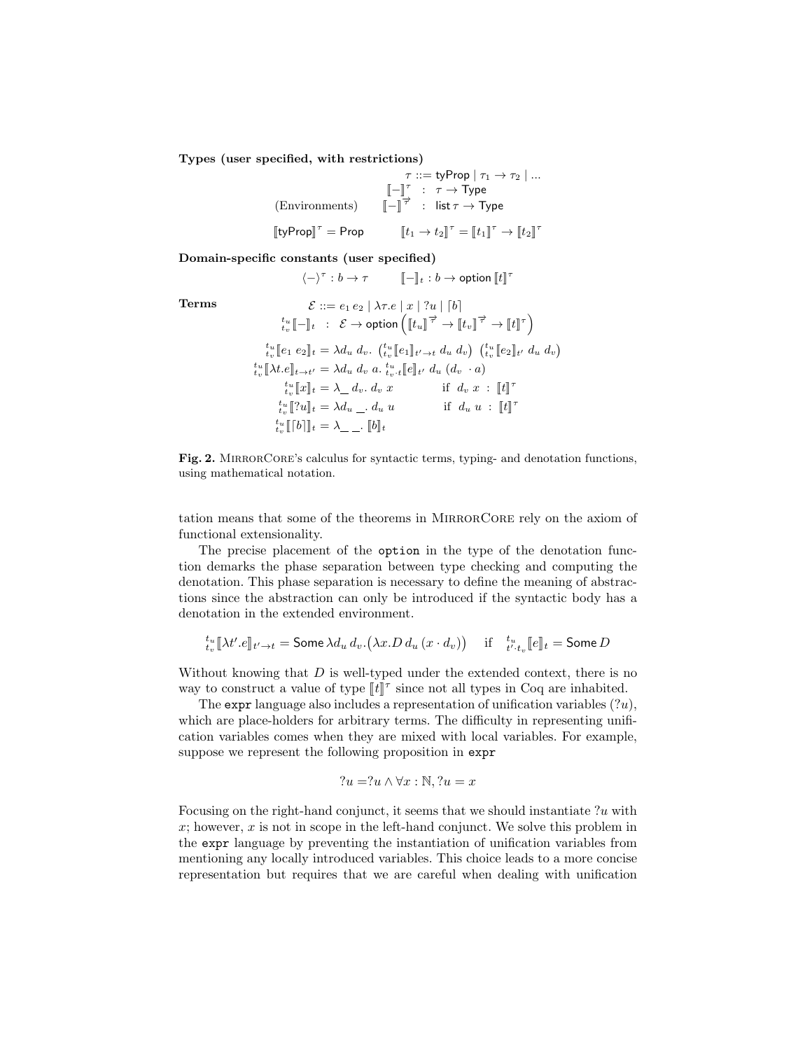**Types (user specified, with restrictions)**

$$\tau ::= \mathsf{tyProp} \mid \tau_1 \to \tau_2 \mid \ldots$$

$$[\![-]\!]^\tau \ : \ \tau \to \mathsf{Type}$$

$$\text{(Environments)} \qquad [\![-]\!]^{\vec{\tau}} \ : \ \mathsf{list}\,\tau \to \mathsf{Type}$$

$$[\![\mathsf{tyProp}]\!]^\tau = \mathsf{Prop} \qquad [\![t_1 \to t_2]\!]^\tau = [\![t_1]\!]^\tau \to [\![t_2]\!]^\tau$$

**Domain-specific constants (user specified)**

$$\langle - \rangle^\tau : b \to \tau \qquad [\![-]\!]_t : b \to \mathsf{option}\,[\![t]\!]^\tau$$

**Terms**

$$\mathcal{E} ::= e_1\,e_2 \mid \lambda\tau.e \mid x \mid ?u \mid \lceil b \rceil$$

$${}^{t_u}_{t_v}[\![-]\!]_t \ : \ \mathcal{E} \to \mathsf{option}\left([\![t_u]\!]^{\vec{\tau}} \to [\![t_v]\!]^{\vec{\tau}} \to [\![t]\!]^\tau\right)$$

$${}^{t_u}_{t_v}[\![e_1\ e_2]\!]_t = \lambda d_u\ d_v.\ \left({}^{t_u}_{t_v}[\![e_1]\!]_{t' \to t}\ d_u\ d_v\right)\ \left({}^{t_u}_{t_v}[\![e_2]\!]_{t'}\ d_u\ d_v\right)$$

$${}^{t_u}_{t_v}[\![\lambda t.e]\!]_{t \to t'} = \lambda d_u\ d_v\ a.\ {}^{t_u}_{t_v \cdot t}[\![e]\!]_{t'}\ d_u\ (d_v\ \cdot a)$$

$${}^{t_u}_{t_v}[\![x]\!]_t = \lambda\_\ d_v.\ d_v\ x \qquad \text{if } \ d_v\ x\ :\ [\![t]\!]^\tau$$

$${}^{t_u}_{t_v}[\![?u]\!]_t = \lambda d_u\ \_.\ d_u\ u \qquad \text{if } \ d_u\ u\ :\ [\![t]\!]^\tau$$

$${}^{t_u}_{t_v}[\![\lceil b \rceil]\!]_t = \lambda\_\ \_.\ [\![b]\!]_t$$

**Fig. 2.** MirrorCore's calculus for syntactic terms, typing- and denotation functions, using mathematical notation.

tation means that some of the theorems in MirrorCore rely on the axiom of functional extensionality.

The precise placement of the `option` in the type of the denotation function demarks the phase separation between type checking and computing the denotation. This phase separation is necessary to define the meaning of abstractions since the abstraction can only be introduced if the syntactic body has a denotation in the extended environment.

$${}^{t_u}_{t_v}[\![\lambda t'.e]\!]_{t' \to t} = \mathsf{Some}\,\lambda d_u\,d_v.\big(\lambda x.D\,d_u\,(x \cdot d_v)\big) \quad \text{ if } \quad {}^{t_u}_{t' \cdot t_v}[\![e]\!]_t = \mathsf{Some}\,D$$

Without knowing that $D$ is well-typed under the extended context, there is no way to construct a value of type $[\![t]\!]^\tau$ since not all types in Coq are inhabited.

The `expr` language also includes a representation of unification variables ($?u$), which are place-holders for arbitrary terms. The difficulty in representing unification variables comes when they are mixed with local variables. For example, suppose we represent the following proposition in `expr`

$$?u = ?u \wedge \forall x : \mathbb{N}, ?u = x$$

Focusing on the right-hand conjunct, it seems that we should instantiate $?u$ with $x$; however, $x$ is not in scope in the left-hand conjunct. We solve this problem in the `expr` language by preventing the instantiation of unification variables from mentioning any locally introduced variables. This choice leads to a more concise representation but requires that we are careful when dealing with unification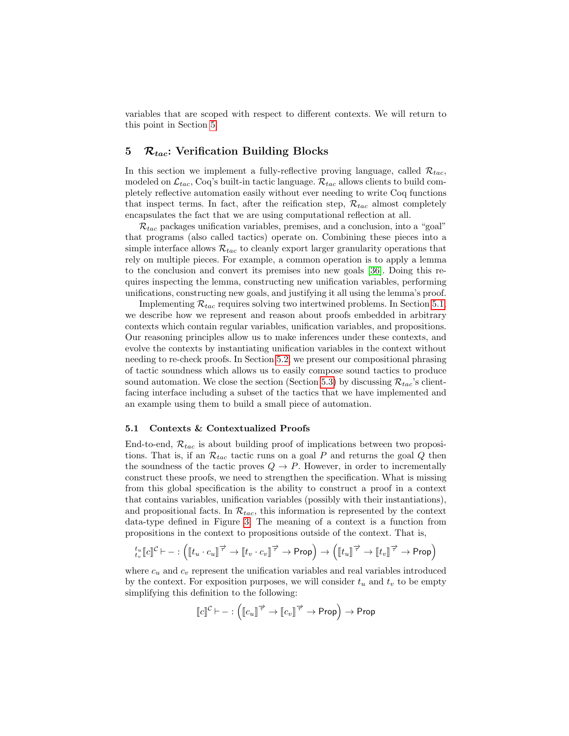variables that are scoped with respect to different contexts. We will return to this point in Section 5.

## 5 $\mathcal{R}_{tac}$: Verification Building Blocks

In this section we implement a fully-reflective proving language, called $\mathcal{R}_{tac}$, modeled on $\mathcal{L}_{tac}$, Coq's built-in tactic language. $\mathcal{R}_{tac}$ allows clients to build completely reflective automation easily without ever needing to write Coq functions that inspect terms. In fact, after the reification step, $\mathcal{R}_{tac}$ almost completely encapsulates the fact that we are using computational reflection at all.

$\mathcal{R}_{tac}$ packages unification variables, premises, and a conclusion, into a "goal" that programs (also called tactics) operate on. Combining these pieces into a simple interface allows $\mathcal{R}_{tac}$ to cleanly export larger granularity operations that rely on multiple pieces. For example, a common operation is to apply a lemma to the conclusion and convert its premises into new goals [36]. Doing this requires inspecting the lemma, constructing new unification variables, performing unifications, constructing new goals, and justifying it all using the lemma's proof.

Implementing $\mathcal{R}_{tac}$ requires solving two intertwined problems. In Section 5.1, we describe how we represent and reason about proofs embedded in arbitrary contexts which contain regular variables, unification variables, and propositions. Our reasoning principles allow us to make inferences under these contexts, and evolve the contexts by instantiating unification variables in the context without needing to re-check proofs. In Section 5.2, we present our compositional phrasing of tactic soundness which allows us to easily compose sound tactics to produce sound automation. We close the section (Section 5.3) by discussing $\mathcal{R}_{tac}$'s client-facing interface including a subset of the tactics that we have implemented and an example using them to build a small piece of automation.

### 5.1 Contexts & Contextualized Proofs

End-to-end, $\mathcal{R}_{tac}$ is about building proof of implications between two propositions. That is, if an $\mathcal{R}_{tac}$ tactic runs on a goal $P$ and returns the goal $Q$ then the soundness of the tactic proves $Q \to P$. However, in order to incrementally construct these proofs, we need to strengthen the specification. What is missing from this global specification is the ability to construct a proof in a context that contains variables, unification variables (possibly with their instantiations), and propositional facts. In $\mathcal{R}_{tac}$, this information is represented by the context data-type defined in Figure 3. The meaning of a context is a function from propositions in the context to propositions outside of the context. That is,

$$^{t_u}_{t_v}[\![c]\!]^{\mathcal{C}} \vdash - : \left([\![t_u \cdot c_u]\!]^{\overrightarrow{\tau}} \to [\![t_v \cdot c_v]\!]^{\overrightarrow{\tau}} \to \mathsf{Prop}\right) \to \left([\![t_u]\!]^{\overrightarrow{\tau}} \to [\![t_v]\!]^{\overrightarrow{\tau}} \to \mathsf{Prop}\right)$$

where $c_u$ and $c_v$ represent the unification variables and real variables introduced by the context. For exposition purposes, we will consider $t_u$ and $t_v$ to be empty simplifying this definition to the following:

$$[\![c]\!]^{\mathcal{C}} \vdash - : \left([\![c_u]\!]^{\overrightarrow{\tau}} \to [\![c_v]\!]^{\overrightarrow{\tau}} \to \mathsf{Prop}\right) \to \mathsf{Prop}$$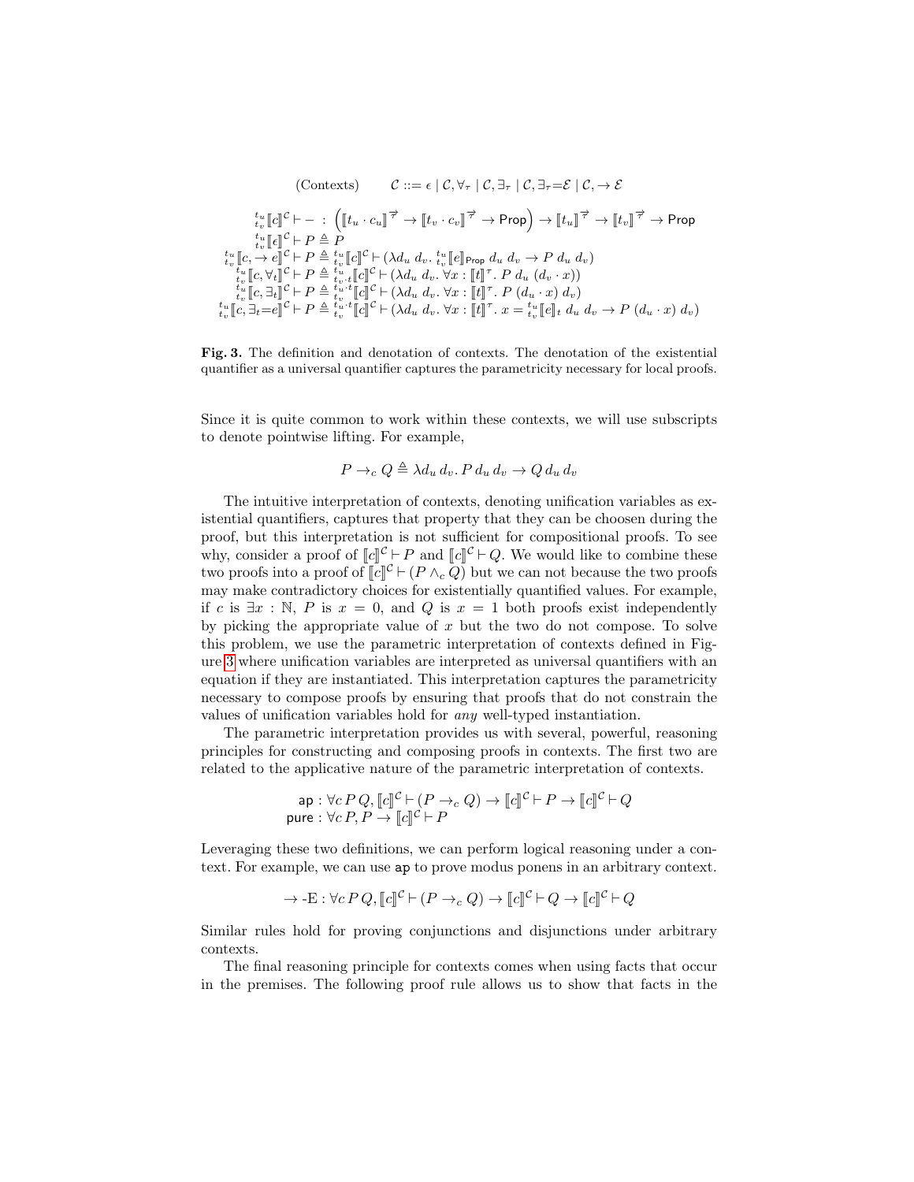$$(\text{Contexts}) \qquad \mathcal{C} ::= \epsilon \mid \mathcal{C}, \forall_\tau \mid \mathcal{C}, \exists_\tau \mid \mathcal{C}, \exists_\tau{=}\mathcal{E} \mid \mathcal{C}, \rightarrow \mathcal{E}$$

$$\begin{aligned}
{}^{t_u}_{t_v}[\![c]\!]^{\mathcal{C}} \vdash - &: \left([\![t_u \cdot c_u]\!]^{\overrightarrow{\tau}} \rightarrow [\![t_v \cdot c_v]\!]^{\overrightarrow{\tau}} \rightarrow \mathsf{Prop}\right) \rightarrow [\![t_u]\!]^{\overrightarrow{\tau}} \rightarrow [\![t_v]\!]^{\overrightarrow{\tau}} \rightarrow \mathsf{Prop} \\
{}^{t_u}_{t_v}[\![\epsilon]\!]^{\mathcal{C}} \vdash P &\triangleq P \\
{}^{t_u}_{t_v}[\![c, \rightarrow e]\!]^{\mathcal{C}} \vdash P &\triangleq {}^{t_u}_{t_v}[\![c]\!]^{\mathcal{C}} \vdash (\lambda d_u\ d_v.\ {}^{t_u}_{t_v}[\![e]\!]_{\mathsf{Prop}}\ d_u\ d_v \rightarrow P\ d_u\ d_v) \\
{}^{t_u}_{t_v}[\![c, \forall_t]\!]^{\mathcal{C}} \vdash P &\triangleq {}^{t_u}_{t_v \cdot t}[\![c]\!]^{\mathcal{C}} \vdash (\lambda d_u\ d_v.\ \forall x : [\![t]\!]^{\tau}.\ P\ d_u\ (d_v \cdot x)) \\
{}^{t_u}_{t_v}[\![c, \exists_t]\!]^{\mathcal{C}} \vdash P &\triangleq {}^{t_u \cdot t}_{t_v}[\![c]\!]^{\mathcal{C}} \vdash (\lambda d_u\ d_v.\ \forall x : [\![t]\!]^{\tau}.\ P\ (d_u \cdot x)\ d_v) \\
{}^{t_u}_{t_v}[\![c, \exists_t{=}e]\!]^{\mathcal{C}} \vdash P &\triangleq {}^{t_u \cdot t}_{t_v}[\![c]\!]^{\mathcal{C}} \vdash (\lambda d_u\ d_v.\ \forall x : [\![t]\!]^{\tau}.\ x = {}^{t_u}_{t_v}[\![e]\!]_t\ d_u\ d_v \rightarrow P\ (d_u \cdot x)\ d_v)
\end{aligned}$$

**Fig. 3.** The definition and denotation of contexts. The denotation of the existential quantifier as a universal quantifier captures the parametricity necessary for local proofs.

Since it is quite common to work within these contexts, we will use subscripts to denote pointwise lifting. For example,

$$P \rightarrow_c Q \triangleq \lambda d_u\, d_v.\, P\, d_u\, d_v \rightarrow Q\, d_u\, d_v$$

The intuitive interpretation of contexts, denoting unification variables as existential quantifiers, captures that property that they can be choosen during the proof, but this interpretation is not sufficient for compositional proofs. To see why, consider a proof of $[\![c]\!]^{\mathcal{C}} \vdash P$ and $[\![c]\!]^{\mathcal{C}} \vdash Q$. We would like to combine these two proofs into a proof of $[\![c]\!]^{\mathcal{C}} \vdash (P \wedge_c Q)$ but we can not because the two proofs may make contradictory choices for existentially quantified values. For example, if $c$ is $\exists x : \mathbb{N}$, $P$ is $x = 0$, and $Q$ is $x = 1$ both proofs exist independently by picking the appropriate value of $x$ but the two do not compose. To solve this problem, we use the parametric interpretation of contexts defined in Figure 3 where unification variables are interpreted as universal quantifiers with an equation if they are instantiated. This interpretation captures the parametricity necessary to compose proofs by ensuring that proofs that do not constrain the values of unification variables hold for *any* well-typed instantiation.

The parametric interpretation provides us with several, powerful, reasoning principles for constructing and composing proofs in contexts. The first two are related to the applicative nature of the parametric interpretation of contexts.

$$\begin{aligned}
\mathsf{ap} &: \forall c\, P\, Q, [\![c]\!]^{\mathcal{C}} \vdash (P \rightarrow_c Q) \rightarrow [\![c]\!]^{\mathcal{C}} \vdash P \rightarrow [\![c]\!]^{\mathcal{C}} \vdash Q \\
\mathsf{pure} &: \forall c\, P, P \rightarrow [\![c]\!]^{\mathcal{C}} \vdash P
\end{aligned}$$

Leveraging these two definitions, we can perform logical reasoning under a context. For example, we can use `ap` to prove modus ponens in an arbitrary context.

$$\rightarrow\text{-E} : \forall c\, P\, Q, [\![c]\!]^{\mathcal{C}} \vdash (P \rightarrow_c Q) \rightarrow [\![c]\!]^{\mathcal{C}} \vdash Q \rightarrow [\![c]\!]^{\mathcal{C}} \vdash Q$$

Similar rules hold for proving conjunctions and disjunctions under arbitrary contexts.

The final reasoning principle for contexts comes when using facts that occur in the premises. The following proof rule allows us to show that facts in the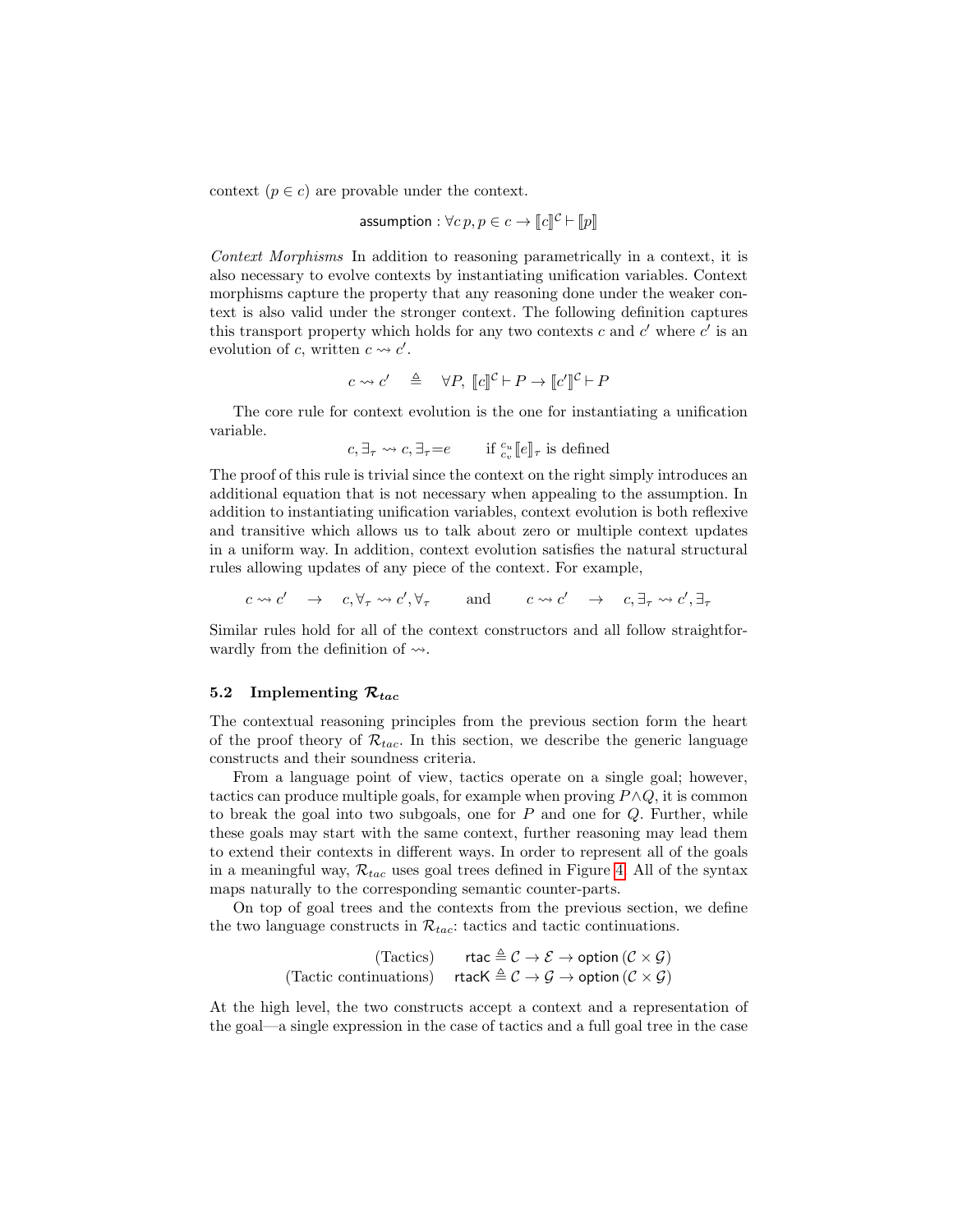context ($p \in c$) are provable under the context.

$$\mathsf{assumption} : \forall c\, p, p \in c \rightarrow [\![c]\!]^{\mathcal{C}} \vdash [\![p]\!]$$

*Context Morphisms* In addition to reasoning parametrically in a context, it is also necessary to evolve contexts by instantiating unification variables. Context morphisms capture the property that any reasoning done under the weaker context is also valid under the stronger context. The following definition captures this transport property which holds for any two contexts $c$ and $c'$ where $c'$ is an evolution of $c$, written $c \rightsquigarrow c'$.

$$c \rightsquigarrow c' \quad \triangleq \quad \forall P,\ [\![c]\!]^{\mathcal{C}} \vdash P \rightarrow [\![c']\!]^{\mathcal{C}} \vdash P$$

The core rule for context evolution is the one for instantiating a unification variable.

$$c, \exists_\tau \rightsquigarrow c, \exists_\tau{=}e \qquad \text{if } {}^{c_u}_{c_v}[\![e]\!]_\tau \text{ is defined}$$

The proof of this rule is trivial since the context on the right simply introduces an additional equation that is not necessary when appealing to the assumption. In addition to instantiating unification variables, context evolution is both reflexive and transitive which allows us to talk about zero or multiple context updates in a uniform way. In addition, context evolution satisfies the natural structural rules allowing updates of any piece of the context. For example,

$$c \rightsquigarrow c' \quad \rightarrow \quad c, \forall_\tau \rightsquigarrow c', \forall_\tau \qquad \text{and} \qquad c \rightsquigarrow c' \quad \rightarrow \quad c, \exists_\tau \rightsquigarrow c', \exists_\tau$$

Similar rules hold for all of the context constructors and all follow straightforwardly from the definition of $\rightsquigarrow$.

### 5.2 Implementing $\mathcal{R}_{tac}$

The contextual reasoning principles from the previous section form the heart of the proof theory of $\mathcal{R}_{tac}$. In this section, we describe the generic language constructs and their soundness criteria.

From a language point of view, tactics operate on a single goal; however, tactics can produce multiple goals, for example when proving $P \wedge Q$, it is common to break the goal into two subgoals, one for $P$ and one for $Q$. Further, while these goals may start with the same context, further reasoning may lead them to extend their contexts in different ways. In order to represent all of the goals in a meaningful way, $\mathcal{R}_{tac}$ uses goal trees defined in Figure 4. All of the syntax maps naturally to the corresponding semantic counter-parts.

On top of goal trees and the contexts from the previous section, we define the two language constructs in $\mathcal{R}_{tac}$: tactics and tactic continuations.

$$\begin{array}{rl} \text{(Tactics)} & \mathsf{rtac} \triangleq \mathcal{C} \rightarrow \mathcal{E} \rightarrow \mathsf{option}\,(\mathcal{C} \times \mathcal{G}) \\ \text{(Tactic continuations)} & \mathsf{rtacK} \triangleq \mathcal{C} \rightarrow \mathcal{G} \rightarrow \mathsf{option}\,(\mathcal{C} \times \mathcal{G}) \end{array}$$

At the high level, the two constructs accept a context and a representation of the goal—a single expression in the case of tactics and a full goal tree in the case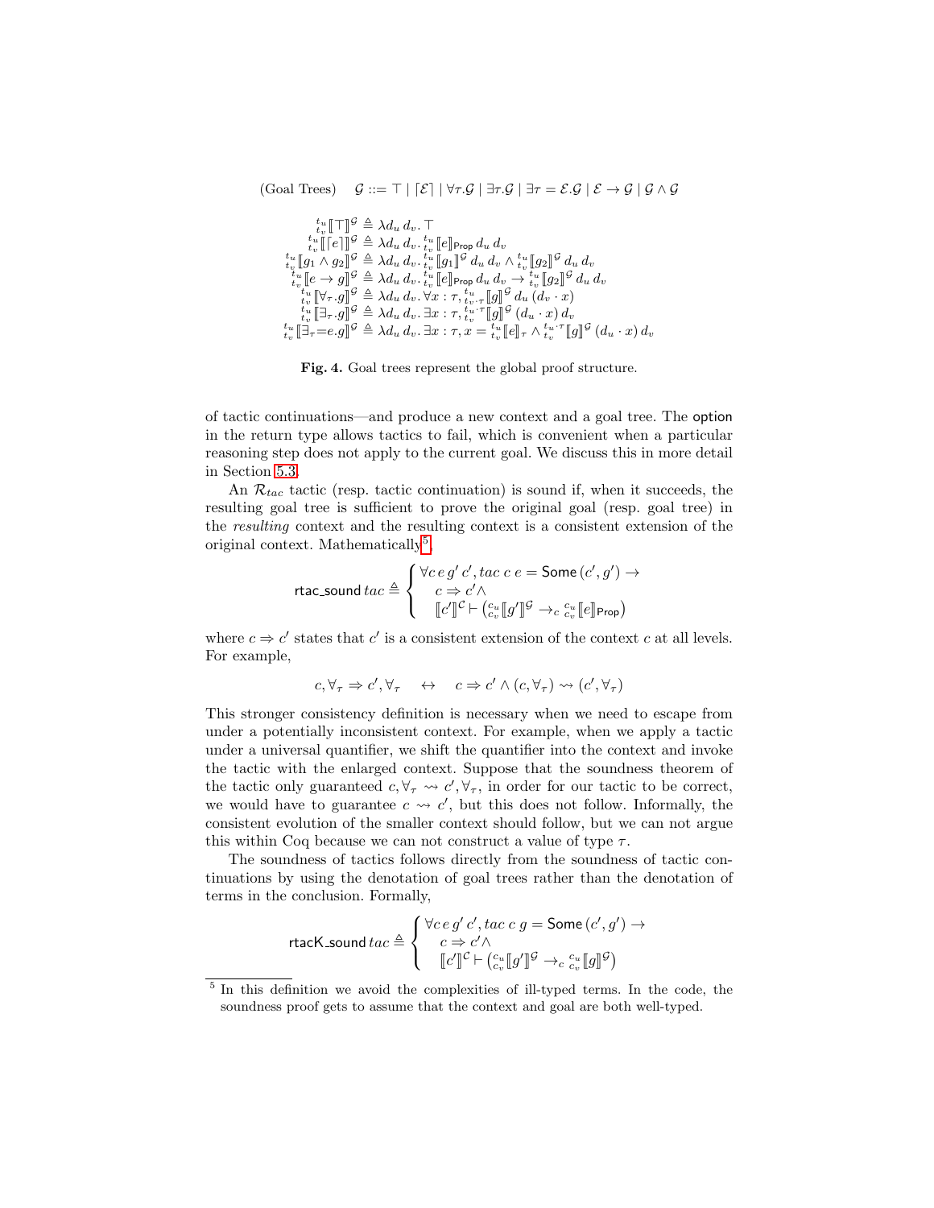$$(\text{Goal Trees}) \quad \mathcal{G} ::= \top \mid \lceil \mathcal{E} \rceil \mid \forall \tau . \mathcal{G} \mid \exists \tau . \mathcal{G} \mid \exists \tau = \mathcal{E} . \mathcal{G} \mid \mathcal{E} \to \mathcal{G} \mid \mathcal{G} \wedge \mathcal{G}$$

$$
\begin{aligned}
{}^{t_u}_{t_v}[\![\top]\!]^{\mathcal{G}} &\triangleq \lambda d_u\, d_v .\, \top \\
{}^{t_u}_{t_v}[\![\lceil e \rceil]\!]^{\mathcal{G}} &\triangleq \lambda d_u\, d_v .\, {}^{t_u}_{t_v}[\![e]\!]_{\mathsf{Prop}}\, d_u\, d_v \\
{}^{t_u}_{t_v}[\![g_1 \wedge g_2]\!]^{\mathcal{G}} &\triangleq \lambda d_u\, d_v .\, {}^{t_u}_{t_v}[\![g_1]\!]^{\mathcal{G}}\, d_u\, d_v \wedge {}^{t_u}_{t_v}[\![g_2]\!]^{\mathcal{G}}\, d_u\, d_v \\
{}^{t_u}_{t_v}[\![e \to g]\!]^{\mathcal{G}} &\triangleq \lambda d_u\, d_v .\, {}^{t_u}_{t_v}[\![e]\!]_{\mathsf{Prop}}\, d_u\, d_v \to {}^{t_u}_{t_v}[\![g_2]\!]^{\mathcal{G}}\, d_u\, d_v \\
{}^{t_u}_{t_v}[\![\forall_\tau . g]\!]^{\mathcal{G}} &\triangleq \lambda d_u\, d_v .\, \forall x : \tau, {}^{t_u}_{t_v \cdot \tau}[\![g]\!]^{\mathcal{G}}\, d_u\, (d_v \cdot x) \\
{}^{t_u}_{t_v}[\![\exists_\tau . g]\!]^{\mathcal{G}} &\triangleq \lambda d_u\, d_v .\, \exists x : \tau, {}^{t_u \cdot \tau}_{t_v}[\![g]\!]^{\mathcal{G}}\, (d_u \cdot x)\, d_v \\
{}^{t_u}_{t_v}[\![\exists_\tau {=} e . g]\!]^{\mathcal{G}} &\triangleq \lambda d_u\, d_v .\, \exists x : \tau, x = {}^{t_u}_{t_v}[\![e]\!]_\tau \wedge {}^{t_u \cdot \tau}_{t_v}[\![g]\!]^{\mathcal{G}}\, (d_u \cdot x)\, d_v
\end{aligned}
$$

**Fig. 4.** Goal trees represent the global proof structure.

of tactic continuations—and produce a new context and a goal tree. The option in the return type allows tactics to fail, which is convenient when a particular reasoning step does not apply to the current goal. We discuss this in more detail in Section 5.3.

An $\mathcal{R}_{tac}$ tactic (resp. tactic continuation) is sound if, when it succeeds, the resulting goal tree is sufficient to prove the original goal (resp. goal tree) in the *resulting* context and the resulting context is a consistent extension of the original context. Mathematically[5],

$$
\mathsf{rtac\_sound}\, tac \triangleq \begin{cases} \forall c\, e\, g'\, c', tac\ c\ e = \mathsf{Some}\,(c', g') \to \\ \quad c \Rightarrow c' \wedge \\ \quad [\![c']\!]^{\mathcal{C}} \vdash \left({}^{c_u}_{c_v}[\![g']\!]^{\mathcal{G}} \to_c {}^{c_u}_{c_v}[\![e]\!]_{\mathsf{Prop}}\right) \end{cases}
$$

where $c \Rightarrow c'$ states that $c'$ is a consistent extension of the context $c$ at all levels. For example,

$$c, \forall_\tau \Rightarrow c', \forall_\tau \quad \leftrightarrow \quad c \Rightarrow c' \wedge (c, \forall_\tau) \rightsquigarrow (c', \forall_\tau)$$

This stronger consistency definition is necessary when we need to escape from under a potentially inconsistent context. For example, when we apply a tactic under a universal quantifier, we shift the quantifier into the context and invoke the tactic with the enlarged context. Suppose that the soundness theorem of the tactic only guaranteed $c, \forall_\tau \rightsquigarrow c', \forall_\tau$, in order for our tactic to be correct, we would have to guarantee $c \rightsquigarrow c'$, but this does not follow. Informally, the consistent evolution of the smaller context should follow, but we can not argue this within Coq because we can not construct a value of type $\tau$.

The soundness of tactics follows directly from the soundness of tactic continuations by using the denotation of goal trees rather than the denotation of terms in the conclusion. Formally,

$$
\mathsf{rtacK\_sound}\, tac \triangleq \begin{cases} \forall c\, e\, g'\, c', tac\ c\ g = \mathsf{Some}\,(c', g') \to \\ \quad c \Rightarrow c' \wedge \\ \quad [\![c']\!]^{\mathcal{C}} \vdash \left({}^{c_u}_{c_v}[\![g']\!]^{\mathcal{G}} \to_c {}^{c_u}_{c_v}[\![g]\!]^{\mathcal{G}}\right) \end{cases}
$$

---

[5] In this definition we avoid the complexities of ill-typed terms. In the code, the soundness proof gets to assume that the context and goal are both well-typed.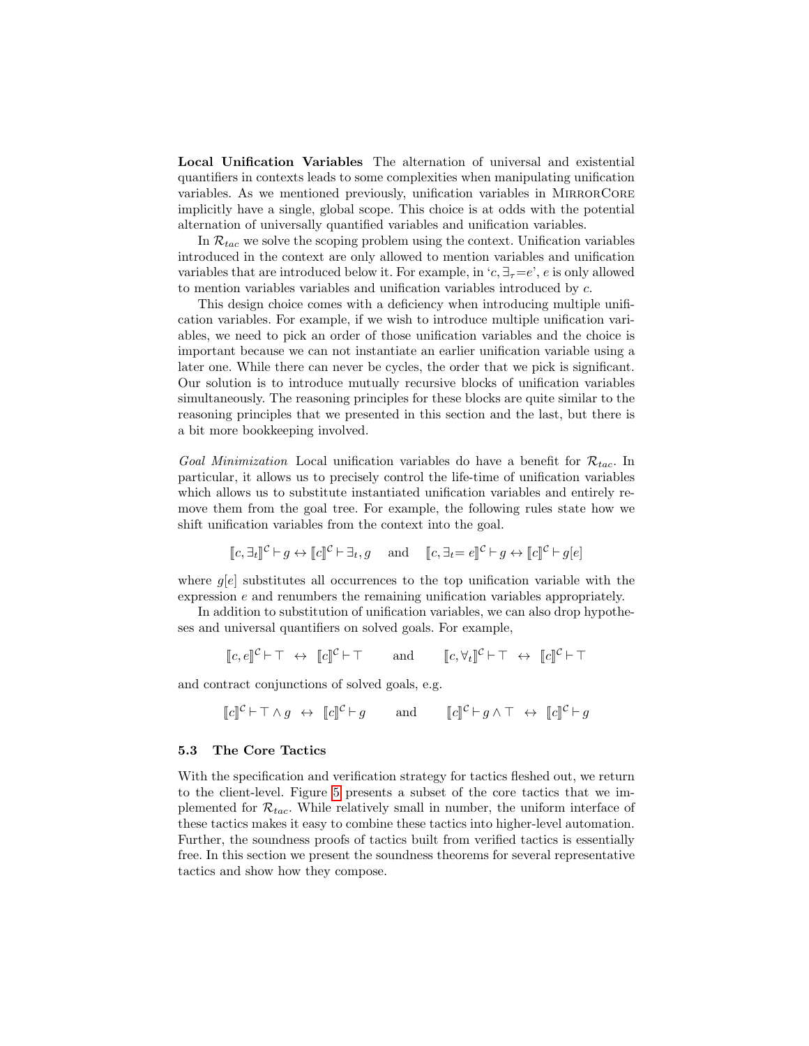**Local Unification Variables** The alternation of universal and existential quantifiers in contexts leads to some complexities when manipulating unification variables. As we mentioned previously, unification variables in MirrorCore implicitly have a single, global scope. This choice is at odds with the potential alternation of universally quantified variables and unification variables.

In $\mathcal{R}_{tac}$ we solve the scoping problem using the context. Unification variables introduced in the context are only allowed to mention variables and unification variables that are introduced below it. For example, in '$c, \exists_\tau{=}e$', $e$ is only allowed to mention variables variables and unification variables introduced by $c$.

This design choice comes with a deficiency when introducing multiple unification variables. For example, if we wish to introduce multiple unification variables, we need to pick an order of those unification variables and the choice is important because we can not instantiate an earlier unification variable using a later one. While there can never be cycles, the order that we pick is significant. Our solution is to introduce mutually recursive blocks of unification variables simultaneously. The reasoning principles for these blocks are quite similar to the reasoning principles that we presented in this section and the last, but there is a bit more bookkeeping involved.

*Goal Minimization* Local unification variables do have a benefit for $\mathcal{R}_{tac}$. In particular, it allows us to precisely control the life-time of unification variables which allows us to substitute instantiated unification variables and entirely remove them from the goal tree. For example, the following rules state how we shift unification variables from the context into the goal.

$$[\![c, \exists_t]\!]^{\mathcal{C}} \vdash g \leftrightarrow [\![c]\!]^{\mathcal{C}} \vdash \exists_t, g \quad \text{and} \quad [\![c, \exists_t{=}\, e]\!]^{\mathcal{C}} \vdash g \leftrightarrow [\![c]\!]^{\mathcal{C}} \vdash g[e]$$

where $g[e]$ substitutes all occurrences to the top unification variable with the expression $e$ and renumbers the remaining unification variables appropriately.

In addition to substitution of unification variables, we can also drop hypotheses and universal quantifiers on solved goals. For example,

$$[\![c, e]\!]^{\mathcal{C}} \vdash \top \;\leftrightarrow\; [\![c]\!]^{\mathcal{C}} \vdash \top \qquad \text{and} \qquad [\![c, \forall_t]\!]^{\mathcal{C}} \vdash \top \;\leftrightarrow\; [\![c]\!]^{\mathcal{C}} \vdash \top$$

and contract conjunctions of solved goals, e.g.

$$[\![c]\!]^{\mathcal{C}} \vdash \top \wedge g \;\leftrightarrow\; [\![c]\!]^{\mathcal{C}} \vdash g \qquad \text{and} \qquad [\![c]\!]^{\mathcal{C}} \vdash g \wedge \top \;\leftrightarrow\; [\![c]\!]^{\mathcal{C}} \vdash g$$

### 5.3 The Core Tactics

With the specification and verification strategy for tactics fleshed out, we return to the client-level. Figure 5 presents a subset of the core tactics that we implemented for $\mathcal{R}_{tac}$. While relatively small in number, the uniform interface of these tactics makes it easy to combine these tactics into higher-level automation. Further, the soundness proofs of tactics built from verified tactics is essentially free. In this section we present the soundness theorems for several representative tactics and show how they compose.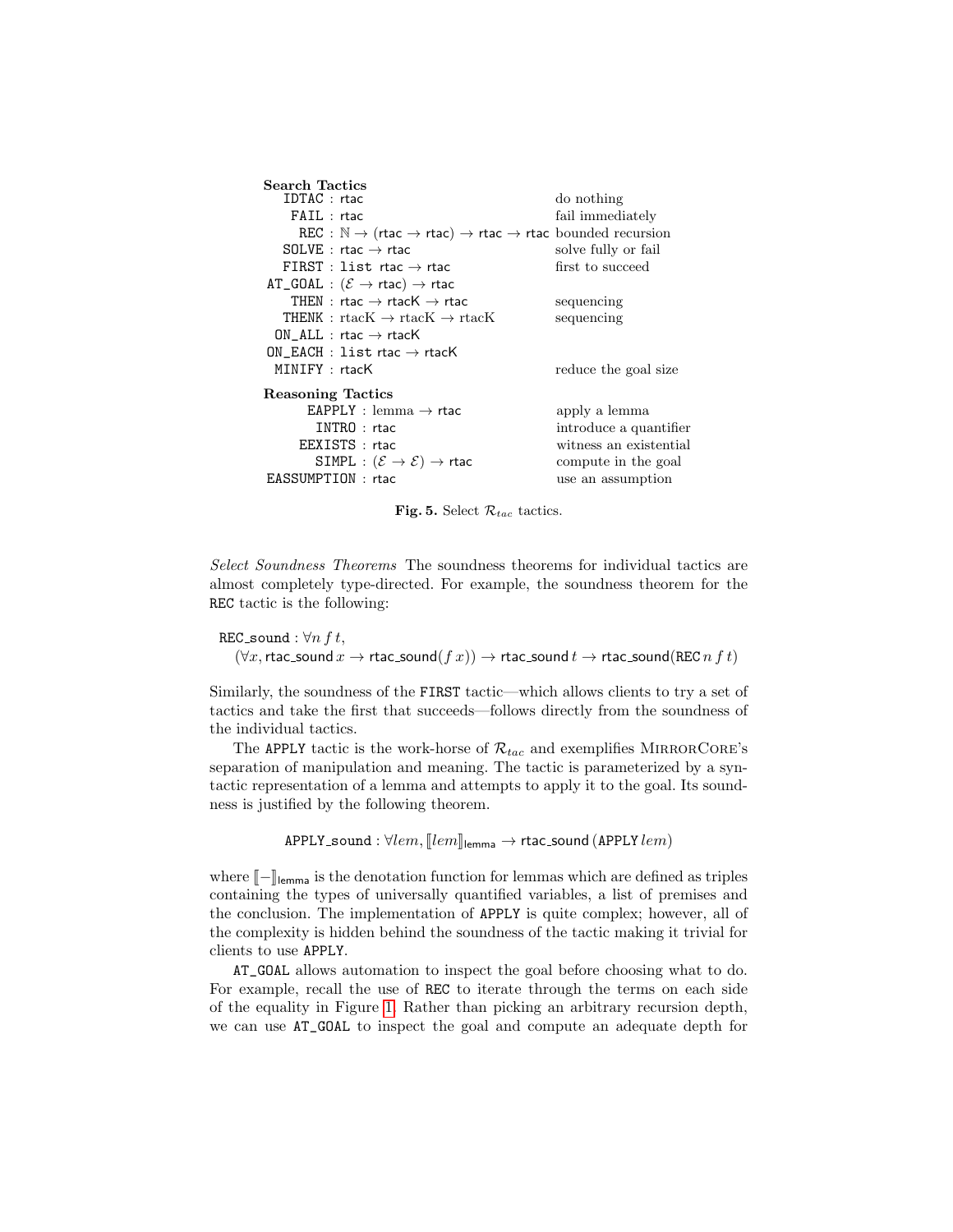**Search Tactics**

| | | |
|---|---|---|
| `IDTAC` | : rtac | do nothing |
| `FAIL` | : rtac | fail immediately |
| `REC` | : $\mathbb{N} \to (\text{rtac} \to \text{rtac}) \to \text{rtac} \to \text{rtac}$ | bounded recursion |
| `SOLVE` | : rtac $\to$ rtac | solve fully or fail |
| `FIRST` | : `list` rtac $\to$ rtac | first to succeed |
| `AT_GOAL` | : $(\mathcal{E} \to \text{rtac}) \to \text{rtac}$ | |
| `THEN` | : rtac $\to$ rtacK $\to$ rtac | sequencing |
| `THENK` | : rtacK $\to$ rtacK $\to$ rtacK | sequencing |
| `ON_ALL` | : rtac $\to$ rtacK | |
| `ON_EACH` | : `list` rtac $\to$ rtacK | |
| `MINIFY` | : rtacK | reduce the goal size |

**Reasoning Tactics**

| | | |
|---|---|---|
| `EAPPLY` | : lemma $\to$ rtac | apply a lemma |
| `INTRO` | : rtac | introduce a quantifier |
| `EEXISTS` | : rtac | witness an existential |
| `SIMPL` | : $(\mathcal{E} \to \mathcal{E}) \to \text{rtac}$ | compute in the goal |
| `EASSUMPTION` | : rtac | use an assumption |

**Fig. 5.** Select $\mathcal{R}_{tac}$ tactics.

*Select Soundness Theorems* The soundness theorems for individual tactics are almost completely type-directed. For example, the soundness theorem for the `REC` tactic is the following:

$$\texttt{REC\_sound} : \forall n\, f\, t,\\ (\forall x, \mathsf{rtac\_sound}\, x \to \mathsf{rtac\_sound}(f\, x)) \to \mathsf{rtac\_sound}\, t \to \mathsf{rtac\_sound}(\texttt{REC}\, n\, f\, t)$$

Similarly, the soundness of the `FIRST` tactic—which allows clients to try a set of tactics and take the first that succeeds—follows directly from the soundness of the individual tactics.

The `APPLY` tactic is the work-horse of $\mathcal{R}_{tac}$ and exemplifies MirrorCore's separation of manipulation and meaning. The tactic is parameterized by a syntactic representation of a lemma and attempts to apply it to the goal. Its soundness is justified by the following theorem.

$$\texttt{APPLY\_sound} : \forall lem, [\![lem]\!]_{\mathsf{lemma}} \to \mathsf{rtac\_sound}\,(\texttt{APPLY}\, lem)$$

where $[\![-]\!]_{\mathsf{lemma}}$ is the denotation function for lemmas which are defined as triples containing the types of universally quantified variables, a list of premises and the conclusion. The implementation of `APPLY` is quite complex; however, all of the complexity is hidden behind the soundness of the tactic making it trivial for clients to use `APPLY`.

`AT_GOAL` allows automation to inspect the goal before choosing what to do. For example, recall the use of `REC` to iterate through the terms on each side of the equality in Figure 1. Rather than picking an arbitrary recursion depth, we can use `AT_GOAL` to inspect the goal and compute an adequate depth for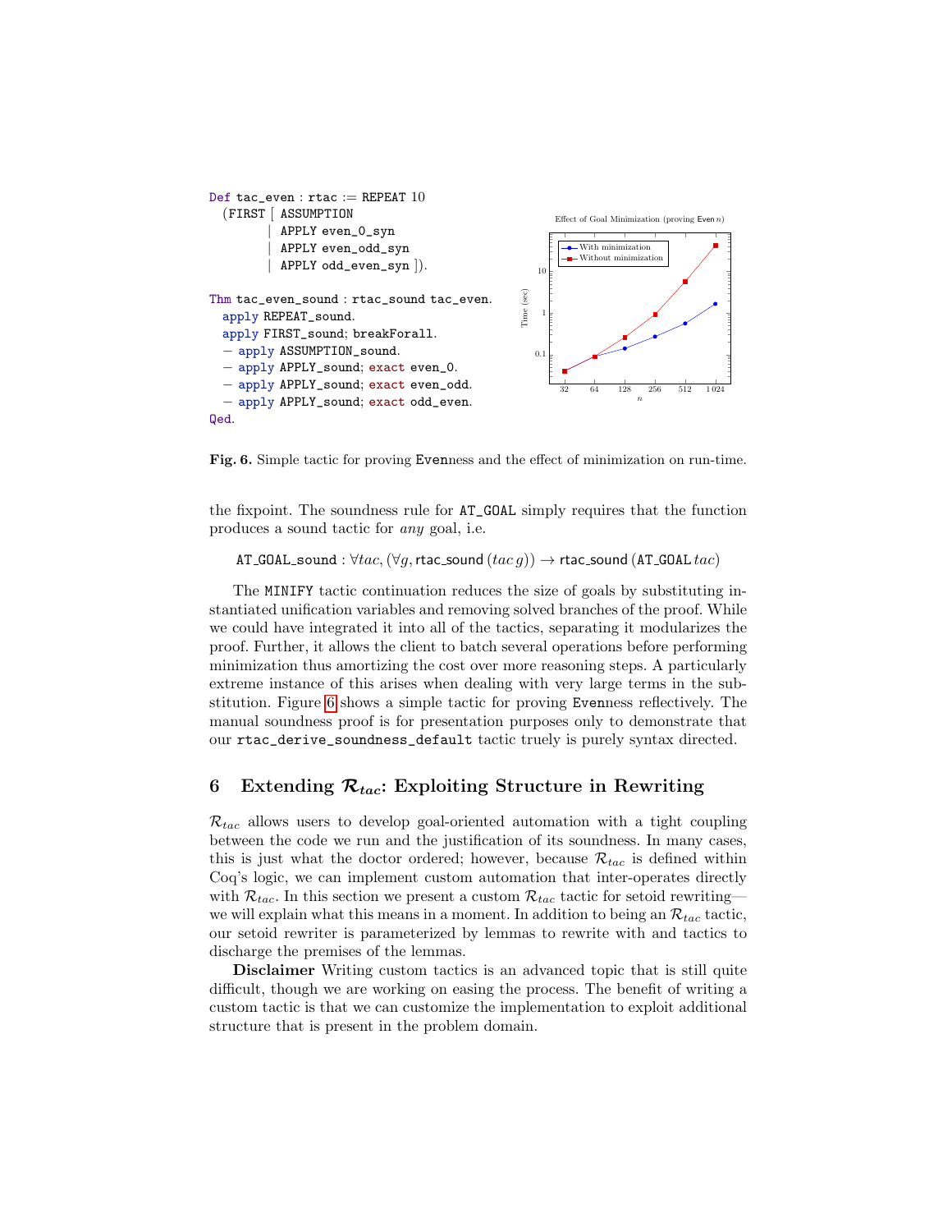```
Def tac_even : rtac := REPEAT 10
  (FIRST [ ASSUMPTION
         | APPLY even_0_syn
         | APPLY even_odd_syn
         | APPLY odd_even_syn ]).

Thm tac_even_sound : rtac_sound tac_even.
  apply REPEAT_sound.
  apply FIRST_sound; breakForall.
  - apply ASSUMPTION_sound.
  - apply APPLY_sound; exact even_0.
  - apply APPLY_sound; exact even_odd.
  - apply APPLY_sound; exact odd_even.
Qed.
```

**Fig. 6.** Simple tactic for proving Evenness and the effect of minimization on run-time.

the fixpoint. The soundness rule for `AT_GOAL` simply requires that the function produces a sound tactic for *any* goal, i.e.

$$\mathsf{AT\_GOAL\_sound} : \forall tac, (\forall g, \mathsf{rtac\_sound}\,(tac\,g)) \rightarrow \mathsf{rtac\_sound}\,(\mathtt{AT\_GOAL}\,tac)$$

The `MINIFY` tactic continuation reduces the size of goals by substituting instantiated unification variables and removing solved branches of the proof. While we could have integrated it into all of the tactics, separating it modularizes the proof. Further, it allows the client to batch several operations before performing minimization thus amortizing the cost over more reasoning steps. A particularly extreme instance of this arises when dealing with very large terms in the substitution. Figure 6 shows a simple tactic for proving Evenness reflectively. The manual soundness proof is for presentation purposes only to demonstrate that our `rtac_derive_soundness_default` tactic truely is purely syntax directed.

## 6 Extending $\mathcal{R}_{tac}$: Exploiting Structure in Rewriting

$\mathcal{R}_{tac}$ allows users to develop goal-oriented automation with a tight coupling between the code we run and the justification of its soundness. In many cases, this is just what the doctor ordered; however, because $\mathcal{R}_{tac}$ is defined within Coq's logic, we can implement custom automation that inter-operates directly with $\mathcal{R}_{tac}$. In this section we present a custom $\mathcal{R}_{tac}$ tactic for setoid rewriting—we will explain what this means in a moment. In addition to being an $\mathcal{R}_{tac}$ tactic, our setoid rewriter is parameterized by lemmas to rewrite with and tactics to discharge the premises of the lemmas.

**Disclaimer** Writing custom tactics is an advanced topic that is still quite difficult, though we are working on easing the process. The benefit of writing a custom tactic is that we can customize the implementation to exploit additional structure that is present in the problem domain.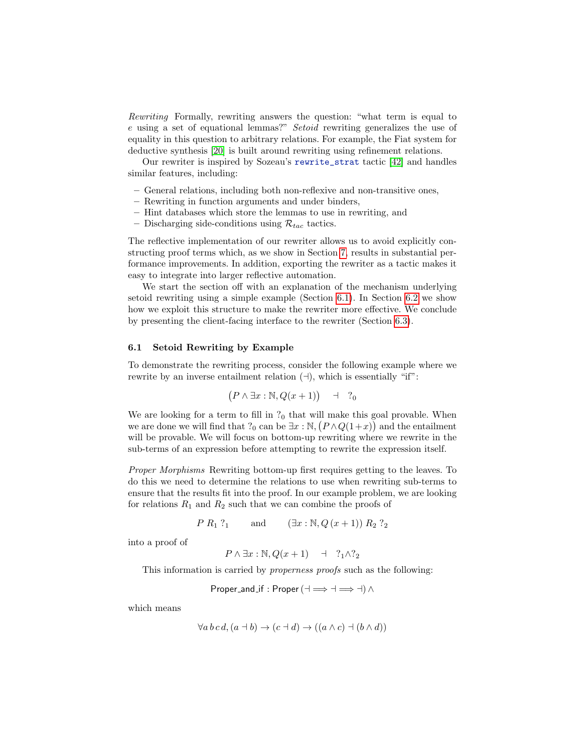*Rewriting* Formally, rewriting answers the question: "what term is equal to $e$ using a set of equational lemmas?" *Setoid* rewriting generalizes the use of equality in this question to arbitrary relations. For example, the Fiat system for deductive synthesis [20] is built around rewriting using refinement relations.

Our rewriter is inspired by Sozeau's `rewrite_strat` tactic [42] and handles similar features, including:

- General relations, including both non-reflexive and non-transitive ones,
- Rewriting in function arguments and under binders,
- Hint databases which store the lemmas to use in rewriting, and
- Discharging side-conditions using $\mathcal{R}_{tac}$ tactics.

The reflective implementation of our rewriter allows us to avoid explicitly constructing proof terms which, as we show in Section 7, results in substantial performance improvements. In addition, exporting the rewriter as a tactic makes it easy to integrate into larger reflective automation.

We start the section off with an explanation of the mechanism underlying setoid rewriting using a simple example (Section 6.1). In Section 6.2 we show how we exploit this structure to make the rewriter more effective. We conclude by presenting the client-facing interface to the rewriter (Section 6.3).

### 6.1 Setoid Rewriting by Example

To demonstrate the rewriting process, consider the following example where we rewrite by an inverse entailment relation ($\dashv$), which is essentially "if":

$$\big(P \wedge \exists x : \mathbb{N}, Q(x+1)\big) \quad \dashv \quad ?_0$$

We are looking for a term to fill in $?_0$ that will make this goal provable. When we are done we will find that $?_0$ can be $\exists x : \mathbb{N}, \big(P \wedge Q(1+x)\big)$ and the entailment will be provable. We will focus on bottom-up rewriting where we rewrite in the sub-terms of an expression before attempting to rewrite the expression itself.

*Proper Morphisms* Rewriting bottom-up first requires getting to the leaves. To do this we need to determine the relations to use when rewriting sub-terms to ensure that the results fit into the proof. In our example problem, we are looking for relations $R_1$ and $R_2$ such that we can combine the proofs of

$$P \; R_1 \; ?_1 \qquad \text{and} \qquad (\exists x : \mathbb{N}, Q\,(x+1)) \; R_2 \; ?_2$$

into a proof of

$$P \wedge \exists x : \mathbb{N}, Q(x+1) \quad \dashv \quad ?_1 \wedge ?_2$$

This information is carried by *properness proofs* such as the following:

$$\mathsf{Proper\_and\_if} : \mathsf{Proper}\,(\dashv \Longrightarrow \dashv \Longrightarrow \dashv)\,\wedge$$

which means

$$\forall a\, b\, c\, d, (a \dashv b) \to (c \dashv d) \to ((a \wedge c) \dashv (b \wedge d))$$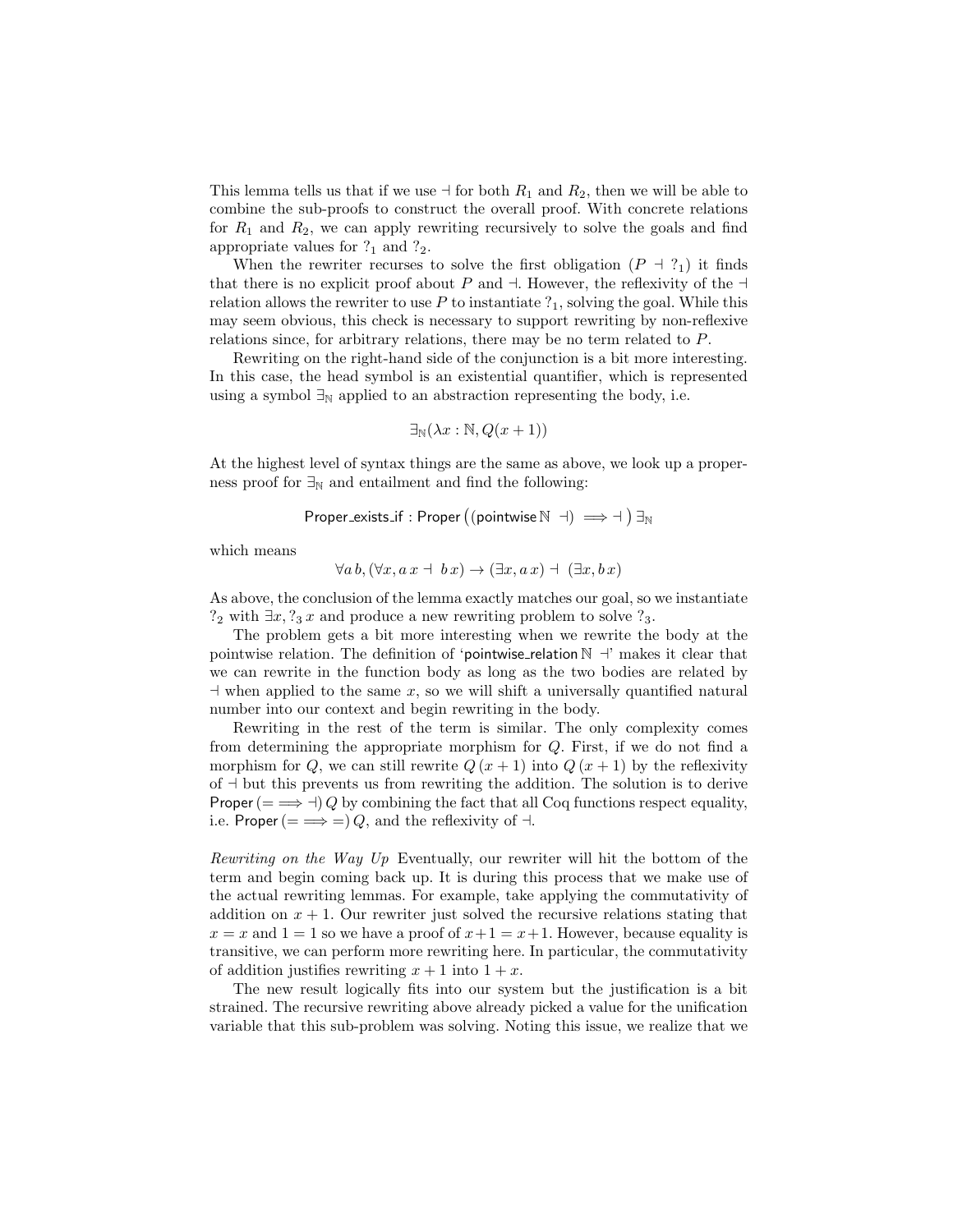This lemma tells us that if we use $\dashv$ for both $R_1$ and $R_2$, then we will be able to combine the sub-proofs to construct the overall proof. With concrete relations for $R_1$ and $R_2$, we can apply rewriting recursively to solve the goals and find appropriate values for $?_1$ and $?_2$.

When the rewriter recurses to solve the first obligation ($P \dashv ?_1$) it finds that there is no explicit proof about $P$ and $\dashv$. However, the reflexivity of the $\dashv$ relation allows the rewriter to use $P$ to instantiate $?_1$, solving the goal. While this may seem obvious, this check is necessary to support rewriting by non-reflexive relations since, for arbitrary relations, there may be no term related to $P$.

Rewriting on the right-hand side of the conjunction is a bit more interesting. In this case, the head symbol is an existential quantifier, which is represented using a symbol $\exists_{\mathbb{N}}$ applied to an abstraction representing the body, i.e.

$$\exists_{\mathbb{N}}(\lambda x : \mathbb{N}, Q(x+1))$$

At the highest level of syntax things are the same as above, we look up a properness proof for $\exists_{\mathbb{N}}$ and entailment and find the following:

$$\mathsf{Proper\_exists\_if} : \mathsf{Proper}\left((\mathsf{pointwise}\,\mathbb{N} \;\dashv) \implies \dashv\right) \exists_{\mathbb{N}}$$

which means

$$\forall a\, b, (\forall x, a\, x \dashv\; b\, x) \rightarrow (\exists x, a\, x) \dashv\; (\exists x, b\, x)$$

As above, the conclusion of the lemma exactly matches our goal, so we instantiate $?_2$ with $\exists x, ?_3\, x$ and produce a new rewriting problem to solve $?_3$.

The problem gets a bit more interesting when we rewrite the body at the pointwise relation. The definition of '$\mathsf{pointwise\_relation}\,\mathbb{N} \;\dashv$' makes it clear that we can rewrite in the function body as long as the two bodies are related by $\dashv$ when applied to the same $x$, so we will shift a universally quantified natural number into our context and begin rewriting in the body.

Rewriting in the rest of the term is similar. The only complexity comes from determining the appropriate morphism for $Q$. First, if we do not find a morphism for $Q$, we can still rewrite $Q\,(x+1)$ into $Q\,(x+1)$ by the reflexivity of $\dashv$ but this prevents us from rewriting the addition. The solution is to derive $\mathsf{Proper}\,(= \implies \dashv)\, Q$ by combining the fact that all Coq functions respect equality, i.e. $\mathsf{Proper}\,(= \implies =)\, Q$, and the reflexivity of $\dashv$.

*Rewriting on the Way Up* Eventually, our rewriter will hit the bottom of the term and begin coming back up. It is during this process that we make use of the actual rewriting lemmas. For example, take applying the commutativity of addition on $x+1$. Our rewriter just solved the recursive relations stating that $x = x$ and $1 = 1$ so we have a proof of $x+1 = x+1$. However, because equality is transitive, we can perform more rewriting here. In particular, the commutativity of addition justifies rewriting $x+1$ into $1+x$.

The new result logically fits into our system but the justification is a bit strained. The recursive rewriting above already picked a value for the unification variable that this sub-problem was solving. Noting this issue, we realize that we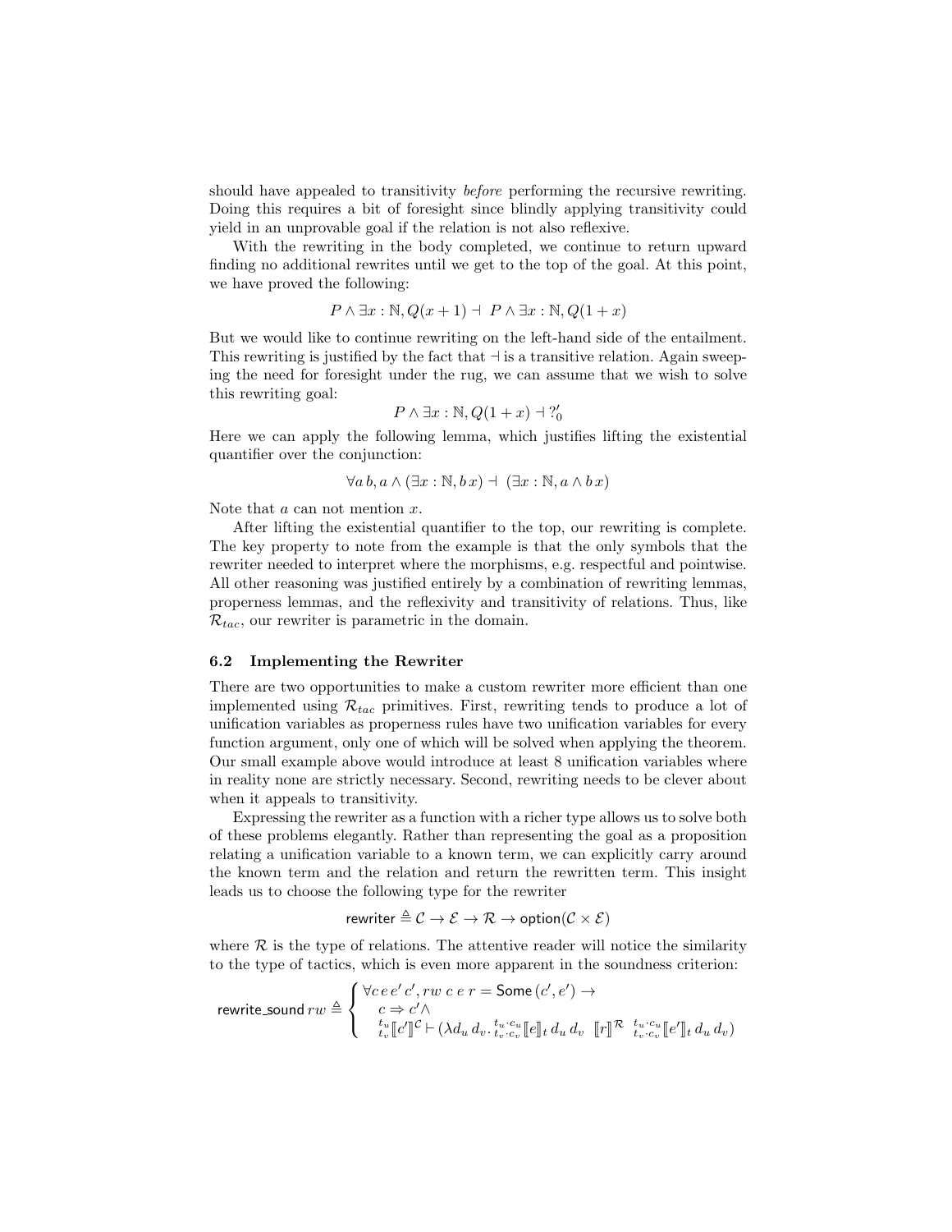should have appealed to transitivity *before* performing the recursive rewriting. Doing this requires a bit of foresight since blindly applying transitivity could yield in an unprovable goal if the relation is not also reflexive.

With the rewriting in the body completed, we continue to return upward finding no additional rewrites until we get to the top of the goal. At this point, we have proved the following:

$$P \wedge \exists x : \mathbb{N}, Q(x+1) \dashv\ P \wedge \exists x : \mathbb{N}, Q(1+x)$$

But we would like to continue rewriting on the left-hand side of the entailment. This rewriting is justified by the fact that $\dashv$ is a transitive relation. Again sweeping the need for foresight under the rug, we can assume that we wish to solve this rewriting goal:

$$P \wedge \exists x : \mathbb{N}, Q(1+x) \dashv ?_0'$$

Here we can apply the following lemma, which justifies lifting the existential quantifier over the conjunction:

$$\forall a\, b, a \wedge (\exists x : \mathbb{N}, b\, x) \dashv\ (\exists x : \mathbb{N}, a \wedge b\, x)$$

Note that $a$ can not mention $x$.

After lifting the existential quantifier to the top, our rewriting is complete. The key property to note from the example is that the only symbols that the rewriter needed to interpret where the morphisms, e.g. respectful and pointwise. All other reasoning was justified entirely by a combination of rewriting lemmas, properness lemmas, and the reflexivity and transitivity of relations. Thus, like $\mathcal{R}_{tac}$, our rewriter is parametric in the domain.

### 6.2 Implementing the Rewriter

There are two opportunities to make a custom rewriter more efficient than one implemented using $\mathcal{R}_{tac}$ primitives. First, rewriting tends to produce a lot of unification variables as properness rules have two unification variables for every function argument, only one of which will be solved when applying the theorem. Our small example above would introduce at least 8 unification variables where in reality none are strictly necessary. Second, rewriting needs to be clever about when it appeals to transitivity.

Expressing the rewriter as a function with a richer type allows us to solve both of these problems elegantly. Rather than representing the goal as a proposition relating a unification variable to a known term, we can explicitly carry around the known term and the relation and return the rewritten term. This insight leads us to choose the following type for the rewriter

$$\mathsf{rewriter} \triangleq \mathcal{C} \rightarrow \mathcal{E} \rightarrow \mathcal{R} \rightarrow \mathsf{option}(\mathcal{C} \times \mathcal{E})$$

where $\mathcal{R}$ is the type of relations. The attentive reader will notice the similarity to the type of tactics, which is even more apparent in the soundness criterion:

$$\mathsf{rewrite\_sound}\, rw \triangleq \begin{cases} \forall c\, e\, e'\, c', rw\ c\ e\ r = \mathsf{Some}\,(c', e') \rightarrow \\ \quad c \Rightarrow c' \wedge \\ \quad {}^{t_u}_{t_v}[\![c']\!]^{\mathcal{C}} \vdash (\lambda d_u\, d_v. {}^{t_u \cdot c_u}_{t_v \cdot c_v}[\![e]\!]_t\, d_u\, d_v\ \ [\![r]\!]^{\mathcal{R}}\ {}^{t_u \cdot c_u}_{t_v \cdot c_v}[\![e']\!]_t\, d_u\, d_v) \end{cases}$$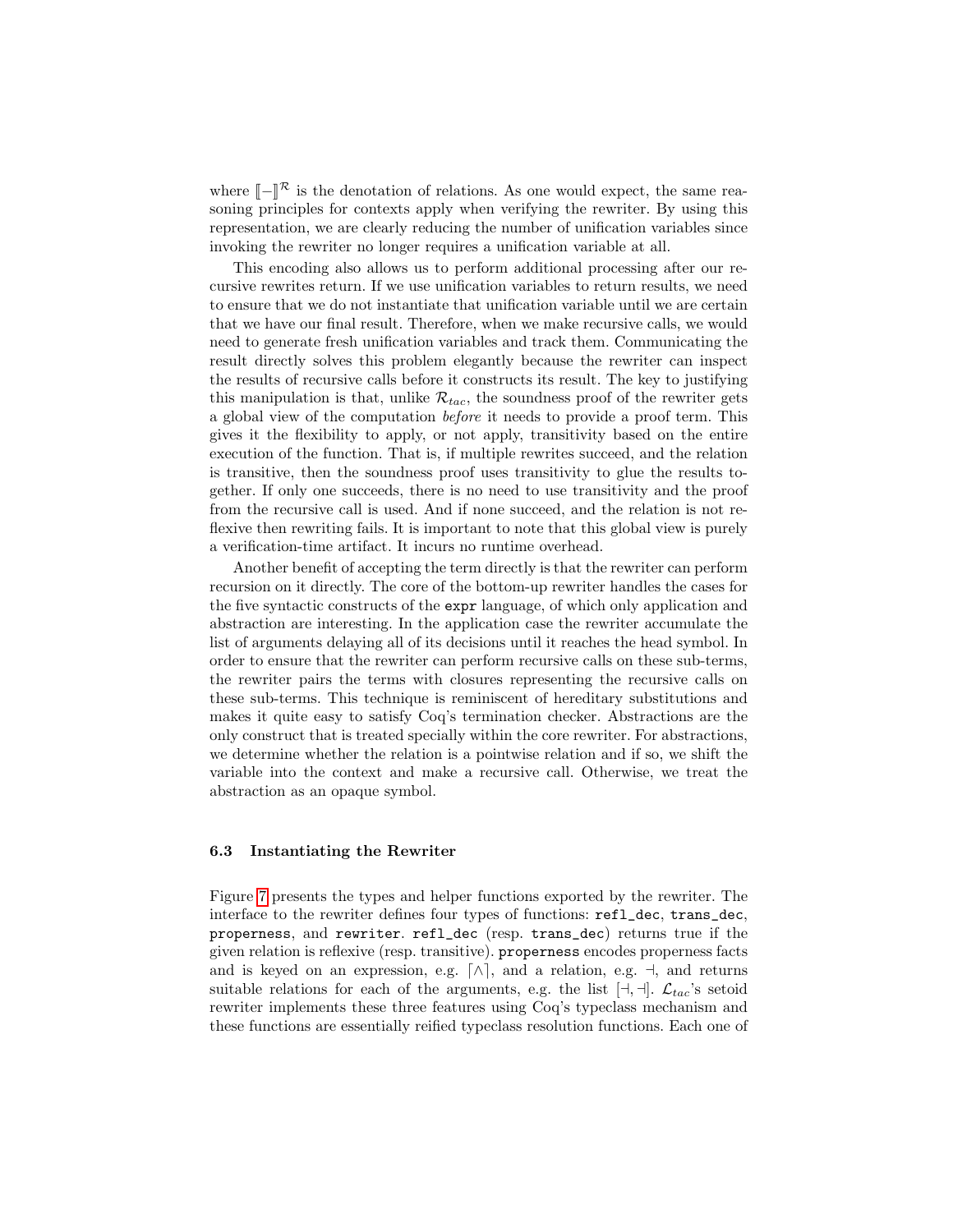where $[\![-]\!]^{\mathcal{R}}$ is the denotation of relations. As one would expect, the same reasoning principles for contexts apply when verifying the rewriter. By using this representation, we are clearly reducing the number of unification variables since invoking the rewriter no longer requires a unification variable at all.

This encoding also allows us to perform additional processing after our recursive rewrites return. If we use unification variables to return results, we need to ensure that we do not instantiate that unification variable until we are certain that we have our final result. Therefore, when we make recursive calls, we would need to generate fresh unification variables and track them. Communicating the result directly solves this problem elegantly because the rewriter can inspect the results of recursive calls before it constructs its result. The key to justifying this manipulation is that, unlike $\mathcal{R}_{tac}$, the soundness proof of the rewriter gets a global view of the computation *before* it needs to provide a proof term. This gives it the flexibility to apply, or not apply, transitivity based on the entire execution of the function. That is, if multiple rewrites succeed, and the relation is transitive, then the soundness proof uses transitivity to glue the results together. If only one succeeds, there is no need to use transitivity and the proof from the recursive call is used. And if none succeed, and the relation is not reflexive then rewriting fails. It is important to note that this global view is purely a verification-time artifact. It incurs no runtime overhead.

Another benefit of accepting the term directly is that the rewriter can perform recursion on it directly. The core of the bottom-up rewriter handles the cases for the five syntactic constructs of the `expr` language, of which only application and abstraction are interesting. In the application case the rewriter accumulate the list of arguments delaying all of its decisions until it reaches the head symbol. In order to ensure that the rewriter can perform recursive calls on these sub-terms, the rewriter pairs the terms with closures representing the recursive calls on these sub-terms. This technique is reminiscent of hereditary substitutions and makes it quite easy to satisfy Coq's termination checker. Abstractions are the only construct that is treated specially within the core rewriter. For abstractions, we determine whether the relation is a pointwise relation and if so, we shift the variable into the context and make a recursive call. Otherwise, we treat the abstraction as an opaque symbol.

### 6.3 Instantiating the Rewriter

Figure 7 presents the types and helper functions exported by the rewriter. The interface to the rewriter defines four types of functions: `refl_dec`, `trans_dec`, `properness`, and `rewriter`. `refl_dec` (resp. `trans_dec`) returns true if the given relation is reflexive (resp. transitive). `properness` encodes properness facts and is keyed on an expression, e.g. $\lceil \wedge \rceil$, and a relation, e.g. $\dashv$, and returns suitable relations for each of the arguments, e.g. the list $[\dashv, \dashv]$. $\mathcal{L}_{tac}$'s setoid rewriter implements these three features using Coq's typeclass mechanism and these functions are essentially reified typeclass resolution functions. Each one of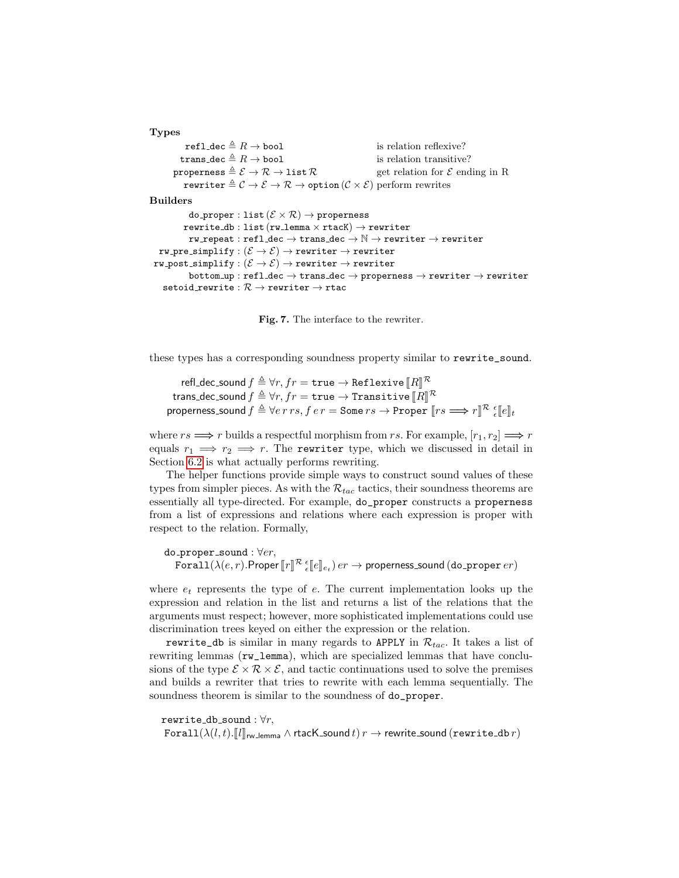**Types**

$$
\begin{array}{rll}
\texttt{refl\_dec} \triangleq & R \to \texttt{bool} & \text{is relation reflexive?} \\
\texttt{trans\_dec} \triangleq & R \to \texttt{bool} & \text{is relation transitive?} \\
\texttt{properness} \triangleq & \mathcal{E} \to \mathcal{R} \to \texttt{list}\,\mathcal{R} & \text{get relation for } \mathcal{E} \text{ ending in R} \\
\texttt{rewriter} \triangleq & \mathcal{C} \to \mathcal{E} \to \mathcal{R} \to \texttt{option}\,(\mathcal{C} \times \mathcal{E}) & \text{perform rewrites}
\end{array}
$$

**Builders**

$$
\begin{array}{rl}
\texttt{do\_proper} : & \texttt{list}\,(\mathcal{E} \times \mathcal{R}) \to \texttt{properness} \\
\texttt{rewrite\_db} : & \texttt{list}\,(\texttt{rw\_lemma} \times \texttt{rtacK}) \to \texttt{rewriter} \\
\texttt{rw\_repeat} : & \texttt{refl\_dec} \to \texttt{trans\_dec} \to \mathbb{N} \to \texttt{rewriter} \to \texttt{rewriter} \\
\texttt{rw\_pre\_simplify} : & (\mathcal{E} \to \mathcal{E}) \to \texttt{rewriter} \to \texttt{rewriter} \\
\texttt{rw\_post\_simplify} : & (\mathcal{E} \to \mathcal{E}) \to \texttt{rewriter} \to \texttt{rewriter} \\
\texttt{bottom\_up} : & \texttt{refl\_dec} \to \texttt{trans\_dec} \to \texttt{properness} \to \texttt{rewriter} \to \texttt{rewriter} \\
\texttt{setoid\_rewrite} : & \mathcal{R} \to \texttt{rewriter} \to \texttt{rtac}
\end{array}
$$

**Fig. 7.** The interface to the rewriter.

these types has a corresponding soundness property similar to `rewrite_sound`.

$$
\begin{array}{rl}
\mathsf{refl\_dec\_sound}\,f \triangleq & \forall r, f\,r = \texttt{true} \to \texttt{Reflexive}\,[\![R]\!]^{\mathcal{R}} \\
\mathsf{trans\_dec\_sound}\,f \triangleq & \forall r, f\,r = \texttt{true} \to \texttt{Transitive}\,[\![R]\!]^{\mathcal{R}} \\
\mathsf{properness\_sound}\,f \triangleq & \forall e\,r\,rs, f\,e\,r = \texttt{Some}\,rs \to \texttt{Proper}\,[\![rs \Longrightarrow r]\!]^{\mathcal{R}}\,{}_{\epsilon}^{\epsilon}[\![e]\!]_t
\end{array}
$$

where $rs \Longrightarrow r$ builds a respectful morphism from $rs$. For example, $[r_1, r_2] \Longrightarrow r$ equals $r_1 \Longrightarrow r_2 \Longrightarrow r$. The `rewriter` type, which we discussed in detail in Section 6.2 is what actually performs rewriting.

The helper functions provide simple ways to construct sound values of these types from simpler pieces. As with the $\mathcal{R}_{tac}$ tactics, their soundness theorems are essentially all type-directed. For example, `do_proper` constructs a `properness` from a list of expressions and relations where each expression is proper with respect to the relation. Formally,

$$
\begin{array}{l}
\mathsf{do\_proper\_sound} : \forall er, \\
\quad \texttt{Forall}(\lambda(e,r).\mathsf{Proper}\,[\![r]\!]^{\mathcal{R}}\,{}_{\epsilon}^{\epsilon}[\![e]\!]_{e_t})\,er \to \mathsf{properness\_sound}\,(\texttt{do\_proper}\,er)
\end{array}
$$

where $e_t$ represents the type of $e$. The current implementation looks up the expression and relation in the list and returns a list of the relations that the arguments must respect; however, more sophisticated implementations could use discrimination trees keyed on either the expression or the relation.

`rewrite_db` is similar in many regards to `APPLY` in $\mathcal{R}_{tac}$. It takes a list of rewriting lemmas (`rw_lemma`), which are specialized lemmas that have conclusions of the type $\mathcal{E} \times \mathcal{R} \times \mathcal{E}$, and tactic continuations used to solve the premises and builds a rewriter that tries to rewrite with each lemma sequentially. The soundness theorem is similar to the soundness of `do_proper`.

$$
\begin{array}{l}
\texttt{rewrite\_db\_sound} : \forall r, \\
\texttt{Forall}(\lambda(l,t).[\![l]\!]_{\mathsf{rw\_lemma}} \wedge \mathsf{rtacK\_sound}\,t)\,r \to \mathsf{rewrite\_sound}\,(\texttt{rewrite\_db}\,r)
\end{array}
$$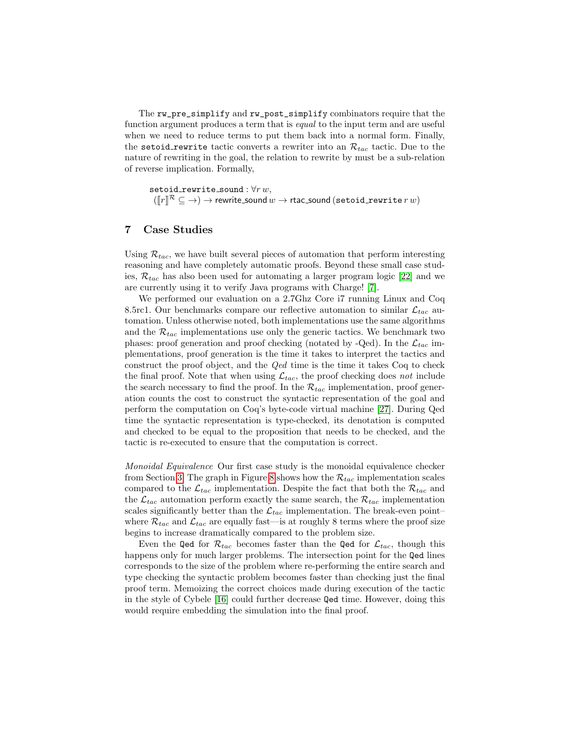The `rw_pre_simplify` and `rw_post_simplify` combinators require that the function argument produces a term that is *equal* to the input term and are useful when we need to reduce terms to put them back into a normal form. Finally, the `setoid_rewrite` tactic converts a rewriter into an $\mathcal{R}_{tac}$ tactic. Due to the nature of rewriting in the goal, the relation to rewrite by must be a sub-relation of reverse implication. Formally,

$$\texttt{setoid\_rewrite\_sound} : \forall r\, w, \\ (\llbracket r \rrbracket^{\mathcal{R}} \subseteq \rightarrow) \rightarrow \mathsf{rewrite\_sound}\, w \rightarrow \mathsf{rtac\_sound}\,(\texttt{setoid\_rewrite}\, r\, w)$$

## 7 Case Studies

Using $\mathcal{R}_{tac}$, we have built several pieces of automation that perform interesting reasoning and have completely automatic proofs. Beyond these small case studies, $\mathcal{R}_{tac}$ has also been used for automating a larger program logic [22] and we are currently using it to verify Java programs with Charge! [7].

We performed our evaluation on a 2.7Ghz Core i7 running Linux and Coq 8.5rc1. Our benchmarks compare our reflective automation to similar $\mathcal{L}_{tac}$ automation. Unless otherwise noted, both implementations use the same algorithms and the $\mathcal{R}_{tac}$ implementations use only the generic tactics. We benchmark two phases: proof generation and proof checking (notated by -Qed). In the $\mathcal{L}_{tac}$ implementations, proof generation is the time it takes to interpret the tactics and construct the proof object, and the *Qed* time is the time it takes Coq to check the final proof. Note that when using $\mathcal{L}_{tac}$, the proof checking does *not* include the search necessary to find the proof. In the $\mathcal{R}_{tac}$ implementation, proof generation counts the cost to construct the syntactic representation of the goal and perform the computation on Coq's byte-code virtual machine [27]. During Qed time the syntactic representation is type-checked, its denotation is computed and checked to be equal to the proposition that needs to be checked, and the tactic is re-executed to ensure that the computation is correct.

*Monoidal Equivalence* Our first case study is the monoidal equivalence checker from Section 3. The graph in Figure 8 shows how the $\mathcal{R}_{tac}$ implementation scales compared to the $\mathcal{L}_{tac}$ implementation. Despite the fact that both the $\mathcal{R}_{tac}$ and the $\mathcal{L}_{tac}$ automation perform exactly the same search, the $\mathcal{R}_{tac}$ implementation scales significantly better than the $\mathcal{L}_{tac}$ implementation. The break-even point–where $\mathcal{R}_{tac}$ and $\mathcal{L}_{tac}$ are equally fast—is at roughly 8 terms where the proof size begins to increase dramatically compared to the problem size.

Even the `Qed` for $\mathcal{R}_{tac}$ becomes faster than the `Qed` for $\mathcal{L}_{tac}$, though this happens only for much larger problems. The intersection point for the `Qed` lines corresponds to the size of the problem where re-performing the entire search and type checking the syntactic problem becomes faster than checking just the final proof term. Memoizing the correct choices made during execution of the tactic in the style of Cybele [16] could further decrease `Qed` time. However, doing this would require embedding the simulation into the final proof.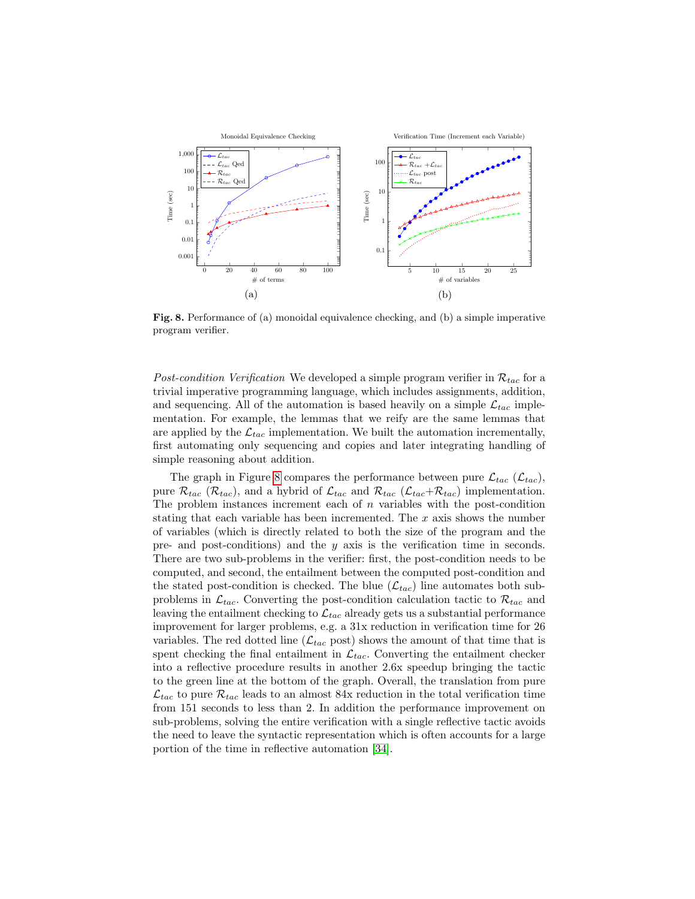**Fig. 8.** Performance of (a) monoidal equivalence checking, and (b) a simple imperative program verifier.

*Post-condition Verification* We developed a simple program verifier in $\mathcal{R}_{tac}$ for a trivial imperative programming language, which includes assignments, addition, and sequencing. All of the automation is based heavily on a simple $\mathcal{L}_{tac}$ implementation. For example, the lemmas that we reify are the same lemmas that are applied by the $\mathcal{L}_{tac}$ implementation. We built the automation incrementally, first automating only sequencing and copies and later integrating handling of simple reasoning about addition.

The graph in Figure 8 compares the performance between pure $\mathcal{L}_{tac}$ ($\mathcal{L}_{tac}$), pure $\mathcal{R}_{tac}$ ($\mathcal{R}_{tac}$), and a hybrid of $\mathcal{L}_{tac}$ and $\mathcal{R}_{tac}$ ($\mathcal{L}_{tac}$+$\mathcal{R}_{tac}$) implementation. The problem instances increment each of $n$ variables with the post-condition stating that each variable has been incremented. The $x$ axis shows the number of variables (which is directly related to both the size of the program and the pre- and post-conditions) and the $y$ axis is the verification time in seconds. There are two sub-problems in the verifier: first, the post-condition needs to be computed, and second, the entailment between the computed post-condition and the stated post-condition is checked. The blue ($\mathcal{L}_{tac}$) line automates both sub-problems in $\mathcal{L}_{tac}$. Converting the post-condition calculation tactic to $\mathcal{R}_{tac}$ and leaving the entailment checking to $\mathcal{L}_{tac}$ already gets us a substantial performance improvement for larger problems, e.g. a 31x reduction in verification time for 26 variables. The red dotted line ($\mathcal{L}_{tac}$ post) shows the amount of that time that is spent checking the final entailment in $\mathcal{L}_{tac}$. Converting the entailment checker into a reflective procedure results in another 2.6x speedup bringing the tactic to the green line at the bottom of the graph. Overall, the translation from pure $\mathcal{L}_{tac}$ to pure $\mathcal{R}_{tac}$ leads to an almost 84x reduction in the total verification time from 151 seconds to less than 2. In addition the performance improvement on sub-problems, solving the entire verification with a single reflective tactic avoids the need to leave the syntactic representation which is often accounts for a large portion of the time in reflective automation [34].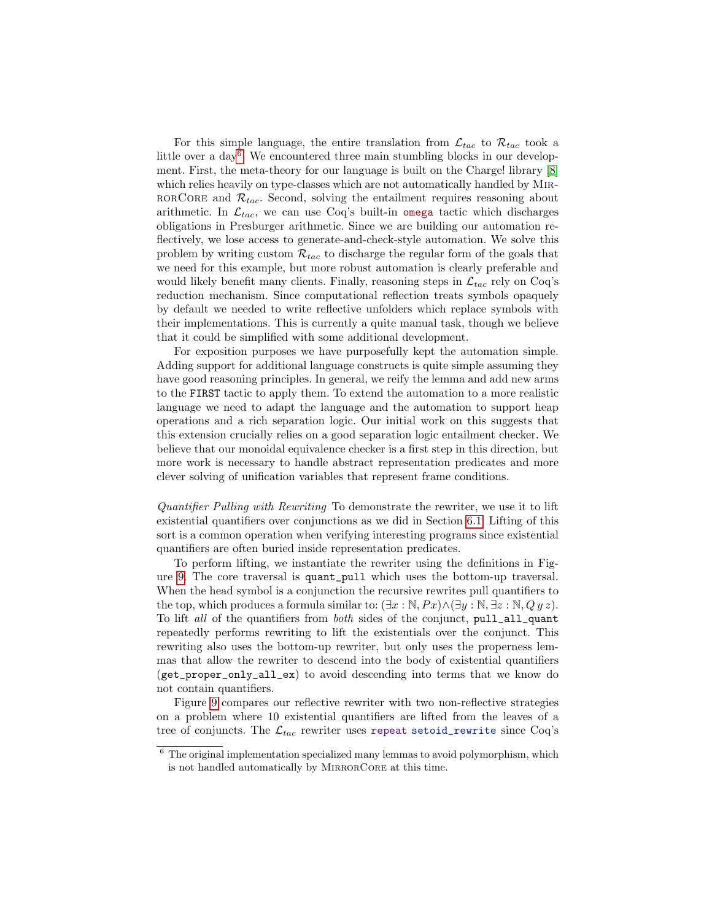For this simple language, the entire translation from $\mathcal{L}_{tac}$ to $\mathcal{R}_{tac}$ took a little over a day[6]. We encountered three main stumbling blocks in our development. First, the meta-theory for our language is built on the Charge! library [8] which relies heavily on type-classes which are not automatically handled by MirrorCore and $\mathcal{R}_{tac}$. Second, solving the entailment requires reasoning about arithmetic. In $\mathcal{L}_{tac}$, we can use Coq's built-in `omega` tactic which discharges obligations in Presburger arithmetic. Since we are building our automation reflectively, we lose access to generate-and-check-style automation. We solve this problem by writing custom $\mathcal{R}_{tac}$ to discharge the regular form of the goals that we need for this example, but more robust automation is clearly preferable and would likely benefit many clients. Finally, reasoning steps in $\mathcal{L}_{tac}$ rely on Coq's reduction mechanism. Since computational reflection treats symbols opaquely by default we needed to write reflective unfolders which replace symbols with their implementations. This is currently a quite manual task, though we believe that it could be simplified with some additional development.

For exposition purposes we have purposefully kept the automation simple. Adding support for additional language constructs is quite simple assuming they have good reasoning principles. In general, we reify the lemma and add new arms to the `FIRST` tactic to apply them. To extend the automation to a more realistic language we need to adapt the language and the automation to support heap operations and a rich separation logic. Our initial work on this suggests that this extension crucially relies on a good separation logic entailment checker. We believe that our monoidal equivalence checker is a first step in this direction, but more work is necessary to handle abstract representation predicates and more clever solving of unification variables that represent frame conditions.

*Quantifier Pulling with Rewriting* To demonstrate the rewriter, we use it to lift existential quantifiers over conjunctions as we did in Section 6.1. Lifting of this sort is a common operation when verifying interesting programs since existential quantifiers are often buried inside representation predicates.

To perform lifting, we instantiate the rewriter using the definitions in Figure 9. The core traversal is `quant_pull` which uses the bottom-up traversal. When the head symbol is a conjunction the recursive rewrites pull quantifiers to the top, which produces a formula similar to: $(\exists x : \mathbb{N}, P x) \wedge (\exists y : \mathbb{N}, \exists z : \mathbb{N}, Q\, y\, z)$. To lift *all* of the quantifiers from *both* sides of the conjunct, `pull_all_quant` repeatedly performs rewriting to lift the existentials over the conjunct. This rewriting also uses the bottom-up rewriter, but only uses the properness lemmas that allow the rewriter to descend into the body of existential quantifiers (`get_proper_only_all_ex`) to avoid descending into terms that we know do not contain quantifiers.

Figure 9 compares our reflective rewriter with two non-reflective strategies on a problem where 10 existential quantifiers are lifted from the leaves of a tree of conjuncts. The $\mathcal{L}_{tac}$ rewriter uses `repeat setoid_rewrite` since Coq's

[6] The original implementation specialized many lemmas to avoid polymorphism, which is not handled automatically by MirrorCore at this time.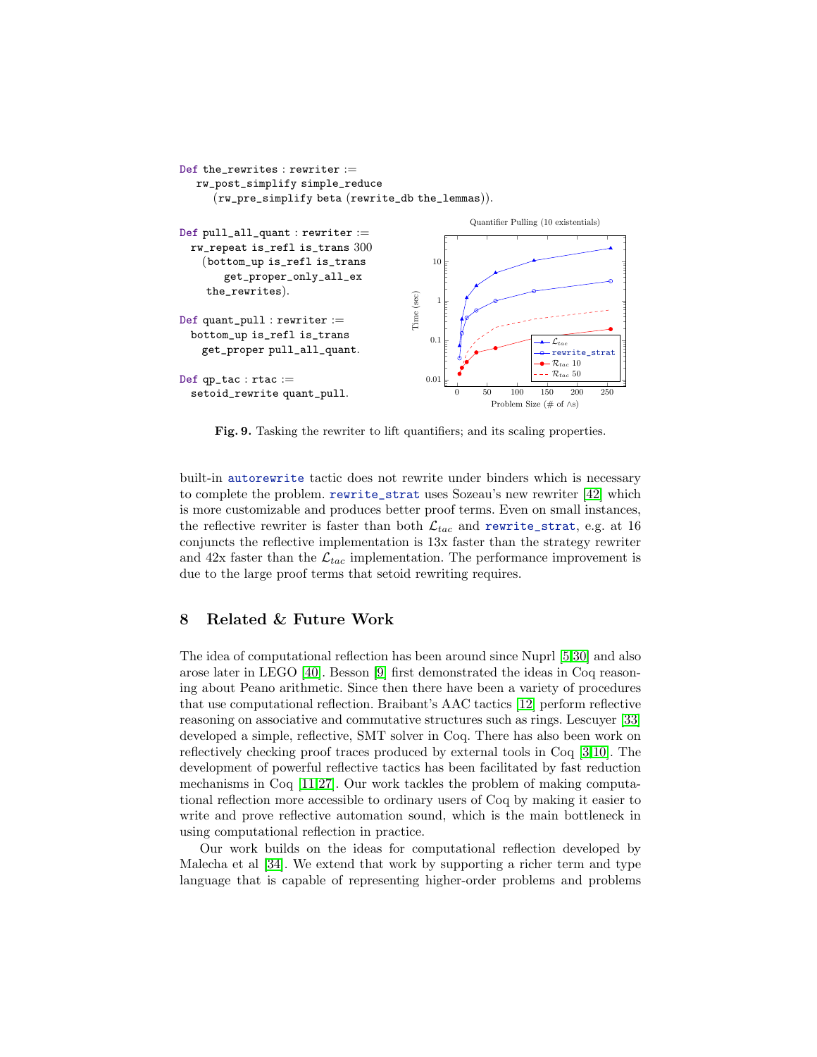```
Def the_rewrites : rewriter :=
  rw_post_simplify simple_reduce
    (rw_pre_simplify beta (rewrite_db the_lemmas)).

Def pull_all_quant : rewriter :=
  rw_repeat is_refl is_trans 300
    (bottom_up is_refl is_trans
        get_proper_only_all_ex
     the_rewrites).

Def quant_pull : rewriter :=
  bottom_up is_refl is_trans
    get_proper pull_all_quant.

Def qp_tac : rtac :=
  setoid_rewrite quant_pull.
```

**Fig. 9.** Tasking the rewriter to lift quantifiers; and its scaling properties.

built-in `autorewrite` tactic does not rewrite under binders which is necessary to complete the problem. `rewrite_strat` uses Sozeau's new rewriter [42] which is more customizable and produces better proof terms. Even on small instances, the reflective rewriter is faster than both $\mathcal{L}_{tac}$ and `rewrite_strat`, e.g. at 16 conjuncts the reflective implementation is 13x faster than the strategy rewriter and 42x faster than the $\mathcal{L}_{tac}$ implementation. The performance improvement is due to the large proof terms that setoid rewriting requires.

## 8 Related & Future Work

The idea of computational reflection has been around since Nuprl [5,30] and also arose later in LEGO [40]. Besson [9] first demonstrated the ideas in Coq reasoning about Peano arithmetic. Since then there have been a variety of procedures that use computational reflection. Braibant's AAC tactics [12] perform reflective reasoning on associative and commutative structures such as rings. Lescuyer [33] developed a simple, reflective, SMT solver in Coq. There has also been work on reflectively checking proof traces produced by external tools in Coq [3,10]. The development of powerful reflective tactics has been facilitated by fast reduction mechanisms in Coq [11,27]. Our work tackles the problem of making computational reflection more accessible to ordinary users of Coq by making it easier to write and prove reflective automation sound, which is the main bottleneck in using computational reflection in practice.

Our work builds on the ideas for computational reflection developed by Malecha et al [34]. We extend that work by supporting a richer term and type language that is capable of representing higher-order problems and problems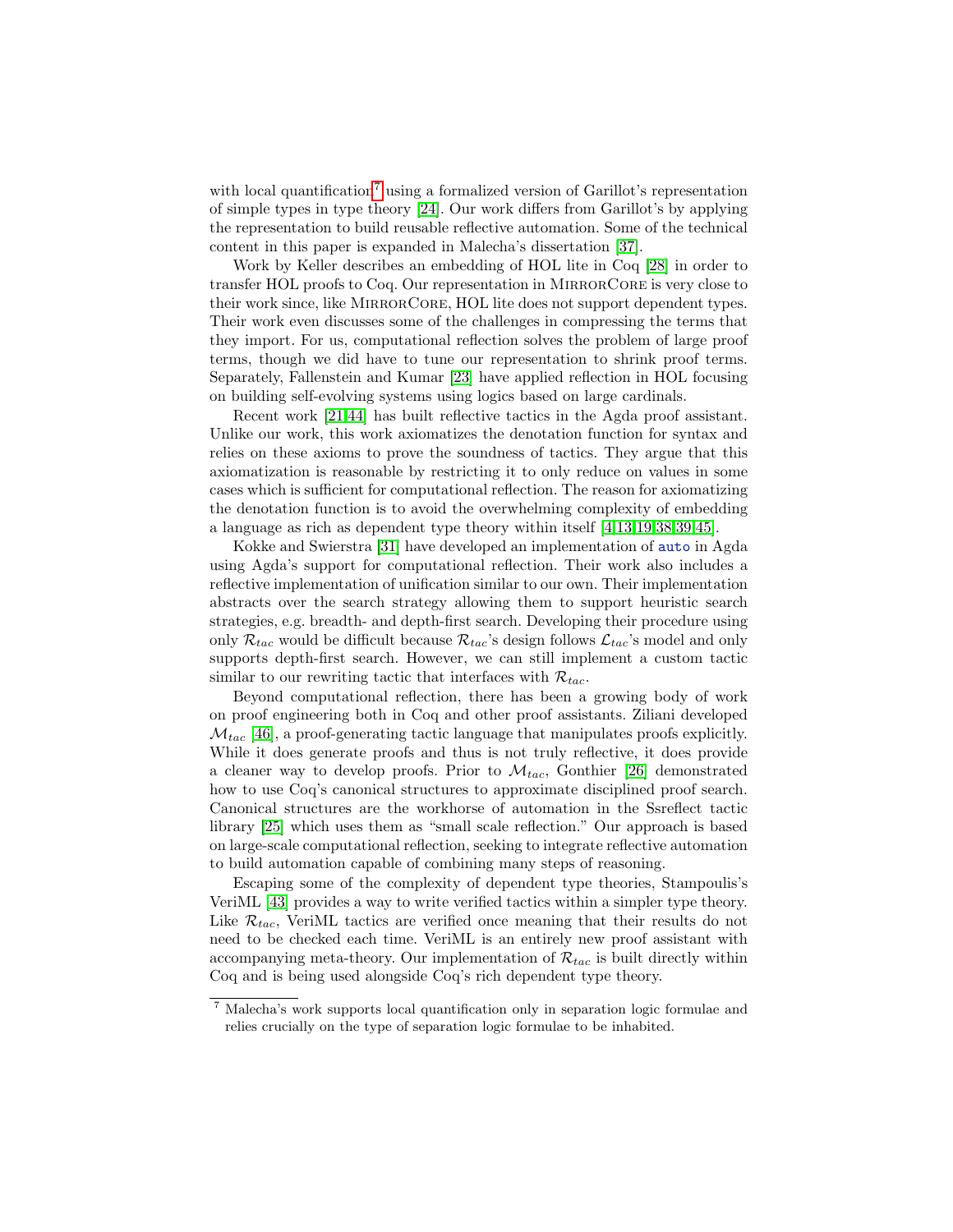with local quantification[7] using a formalized version of Garillot's representation of simple types in type theory [24]. Our work differs from Garillot's by applying the representation to build reusable reflective automation. Some of the technical content in this paper is expanded in Malecha's dissertation [37].

Work by Keller describes an embedding of HOL lite in Coq [28] in order to transfer HOL proofs to Coq. Our representation in MirrorCore is very close to their work since, like MirrorCore, HOL lite does not support dependent types. Their work even discusses some of the challenges in compressing the terms that they import. For us, computational reflection solves the problem of large proof terms, though we did have to tune our representation to shrink proof terms. Separately, Fallenstein and Kumar [23] have applied reflection in HOL focusing on building self-evolving systems using logics based on large cardinals.

Recent work [21,44] has built reflective tactics in the Agda proof assistant. Unlike our work, this work axiomatizes the denotation function for syntax and relies on these axioms to prove the soundness of tactics. They argue that this axiomatization is reasonable by restricting it to only reduce on values in some cases which is sufficient for computational reflection. The reason for axiomatizing the denotation function is to avoid the overwhelming complexity of embedding a language as rich as dependent type theory within itself [4,13,19,38,39,45].

Kokke and Swierstra [31] have developed an implementation of `auto` in Agda using Agda's support for computational reflection. Their work also includes a reflective implementation of unification similar to our own. Their implementation abstracts over the search strategy allowing them to support heuristic search strategies, e.g. breadth- and depth-first search. Developing their procedure using only $\mathcal{R}_{tac}$ would be difficult because $\mathcal{R}_{tac}$'s design follows $\mathcal{L}_{tac}$'s model and only supports depth-first search. However, we can still implement a custom tactic similar to our rewriting tactic that interfaces with $\mathcal{R}_{tac}$.

Beyond computational reflection, there has been a growing body of work on proof engineering both in Coq and other proof assistants. Ziliani developed $\mathcal{M}_{tac}$ [46], a proof-generating tactic language that manipulates proofs explicitly. While it does generate proofs and thus is not truly reflective, it does provide a cleaner way to develop proofs. Prior to $\mathcal{M}_{tac}$, Gonthier [26] demonstrated how to use Coq's canonical structures to approximate disciplined proof search. Canonical structures are the workhorse of automation in the Ssreflect tactic library [25] which uses them as "small scale reflection." Our approach is based on large-scale computational reflection, seeking to integrate reflective automation to build automation capable of combining many steps of reasoning.

Escaping some of the complexity of dependent type theories, Stampoulis's VeriML [43] provides a way to write verified tactics within a simpler type theory. Like $\mathcal{R}_{tac}$, VeriML tactics are verified once meaning that their results do not need to be checked each time. VeriML is an entirely new proof assistant with accompanying meta-theory. Our implementation of $\mathcal{R}_{tac}$ is built directly within Coq and is being used alongside Coq's rich dependent type theory.

[7] Malecha's work supports local quantification only in separation logic formulae and relies crucially on the type of separation logic formulae to be inhabited.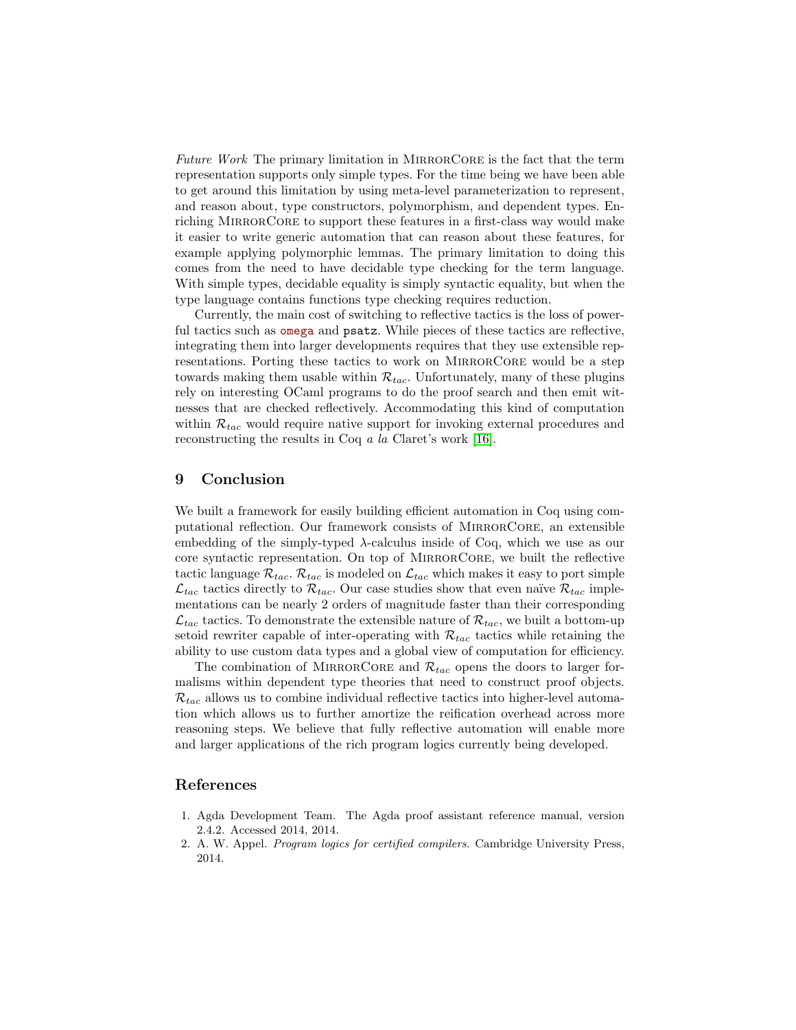*Future Work* The primary limitation in MirrorCore is the fact that the term representation supports only simple types. For the time being we have been able to get around this limitation by using meta-level parameterization to represent, and reason about, type constructors, polymorphism, and dependent types. Enriching MirrorCore to support these features in a first-class way would make it easier to write generic automation that can reason about these features, for example applying polymorphic lemmas. The primary limitation to doing this comes from the need to have decidable type checking for the term language. With simple types, decidable equality is simply syntactic equality, but when the type language contains functions type checking requires reduction.

Currently, the main cost of switching to reflective tactics is the loss of powerful tactics such as `omega` and `psatz`. While pieces of these tactics are reflective, integrating them into larger developments requires that they use extensible representations. Porting these tactics to work on MirrorCore would be a step towards making them usable within $\mathcal{R}_{tac}$. Unfortunately, many of these plugins rely on interesting OCaml programs to do the proof search and then emit witnesses that are checked reflectively. Accommodating this kind of computation within $\mathcal{R}_{tac}$ would require native support for invoking external procedures and reconstructing the results in Coq *a la* Claret's work [16].

## 9 Conclusion

We built a framework for easily building efficient automation in Coq using computational reflection. Our framework consists of MirrorCore, an extensible embedding of the simply-typed $\lambda$-calculus inside of Coq, which we use as our core syntactic representation. On top of MirrorCore, we built the reflective tactic language $\mathcal{R}_{tac}$. $\mathcal{R}_{tac}$ is modeled on $\mathcal{L}_{tac}$ which makes it easy to port simple $\mathcal{L}_{tac}$ tactics directly to $\mathcal{R}_{tac}$. Our case studies show that even naïve $\mathcal{R}_{tac}$ implementations can be nearly 2 orders of magnitude faster than their corresponding $\mathcal{L}_{tac}$ tactics. To demonstrate the extensible nature of $\mathcal{R}_{tac}$, we built a bottom-up setoid rewriter capable of inter-operating with $\mathcal{R}_{tac}$ tactics while retaining the ability to use custom data types and a global view of computation for efficiency.

The combination of MirrorCore and $\mathcal{R}_{tac}$ opens the doors to larger formalisms within dependent type theories that need to construct proof objects. $\mathcal{R}_{tac}$ allows us to combine individual reflective tactics into higher-level automation which allows us to further amortize the reification overhead across more reasoning steps. We believe that fully reflective automation will enable more and larger applications of the rich program logics currently being developed.

## References

1. Agda Development Team. The Agda proof assistant reference manual, version 2.4.2. Accessed 2014, 2014.
2. A. W. Appel. *Program logics for certified compilers*. Cambridge University Press, 2014.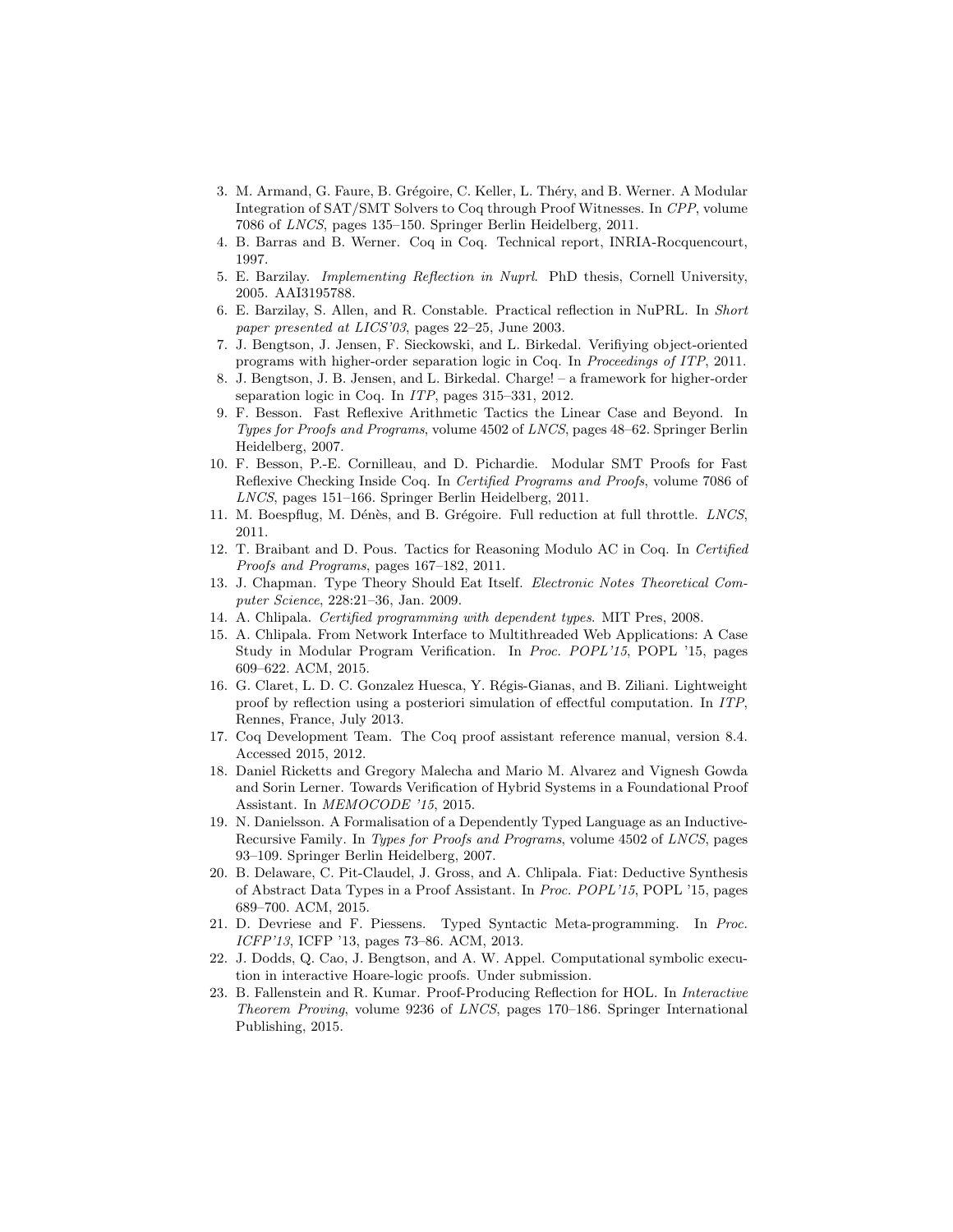3. M. Armand, G. Faure, B. Grégoire, C. Keller, L. Théry, and B. Werner. A Modular Integration of SAT/SMT Solvers to Coq through Proof Witnesses. In *CPP*, volume 7086 of *LNCS*, pages 135–150. Springer Berlin Heidelberg, 2011.
4. B. Barras and B. Werner. Coq in Coq. Technical report, INRIA-Rocquencourt, 1997.
5. E. Barzilay. *Implementing Reflection in Nuprl*. PhD thesis, Cornell University, 2005. AAI3195788.
6. E. Barzilay, S. Allen, and R. Constable. Practical reflection in NuPRL. In *Short paper presented at LICS'03*, pages 22–25, June 2003.
7. J. Bengtson, J. Jensen, F. Sieckowski, and L. Birkedal. Verifiying object-oriented programs with higher-order separation logic in Coq. In *Proceedings of ITP*, 2011.
8. J. Bengtson, J. B. Jensen, and L. Birkedal. Charge! – a framework for higher-order separation logic in Coq. In *ITP*, pages 315–331, 2012.
9. F. Besson. Fast Reflexive Arithmetic Tactics the Linear Case and Beyond. In *Types for Proofs and Programs*, volume 4502 of *LNCS*, pages 48–62. Springer Berlin Heidelberg, 2007.
10. F. Besson, P.-E. Cornilleau, and D. Pichardie. Modular SMT Proofs for Fast Reflexive Checking Inside Coq. In *Certified Programs and Proofs*, volume 7086 of *LNCS*, pages 151–166. Springer Berlin Heidelberg, 2011.
11. M. Boespflug, M. Dénès, and B. Grégoire. Full reduction at full throttle. *LNCS*, 2011.
12. T. Braibant and D. Pous. Tactics for Reasoning Modulo AC in Coq. In *Certified Proofs and Programs*, pages 167–182, 2011.
13. J. Chapman. Type Theory Should Eat Itself. *Electronic Notes Theoretical Computer Science*, 228:21–36, Jan. 2009.
14. A. Chlipala. *Certified programming with dependent types*. MIT Pres, 2008.
15. A. Chlipala. From Network Interface to Multithreaded Web Applications: A Case Study in Modular Program Verification. In *Proc. POPL'15*, POPL '15, pages 609–622. ACM, 2015.
16. G. Claret, L. D. C. Gonzalez Huesca, Y. Régis-Gianas, and B. Ziliani. Lightweight proof by reflection using a posteriori simulation of effectful computation. In *ITP*, Rennes, France, July 2013.
17. Coq Development Team. The Coq proof assistant reference manual, version 8.4. Accessed 2015, 2012.
18. Daniel Ricketts and Gregory Malecha and Mario M. Alvarez and Vignesh Gowda and Sorin Lerner. Towards Verification of Hybrid Systems in a Foundational Proof Assistant. In *MEMOCODE '15*, 2015.
19. N. Danielsson. A Formalisation of a Dependently Typed Language as an Inductive-Recursive Family. In *Types for Proofs and Programs*, volume 4502 of *LNCS*, pages 93–109. Springer Berlin Heidelberg, 2007.
20. B. Delaware, C. Pit-Claudel, J. Gross, and A. Chlipala. Fiat: Deductive Synthesis of Abstract Data Types in a Proof Assistant. In *Proc. POPL'15*, POPL '15, pages 689–700. ACM, 2015.
21. D. Devriese and F. Piessens. Typed Syntactic Meta-programming. In *Proc. ICFP'13*, ICFP '13, pages 73–86. ACM, 2013.
22. J. Dodds, Q. Cao, J. Bengtson, and A. W. Appel. Computational symbolic execution in interactive Hoare-logic proofs. Under submission.
23. B. Fallenstein and R. Kumar. Proof-Producing Reflection for HOL. In *Interactive Theorem Proving*, volume 9236 of *LNCS*, pages 170–186. Springer International Publishing, 2015.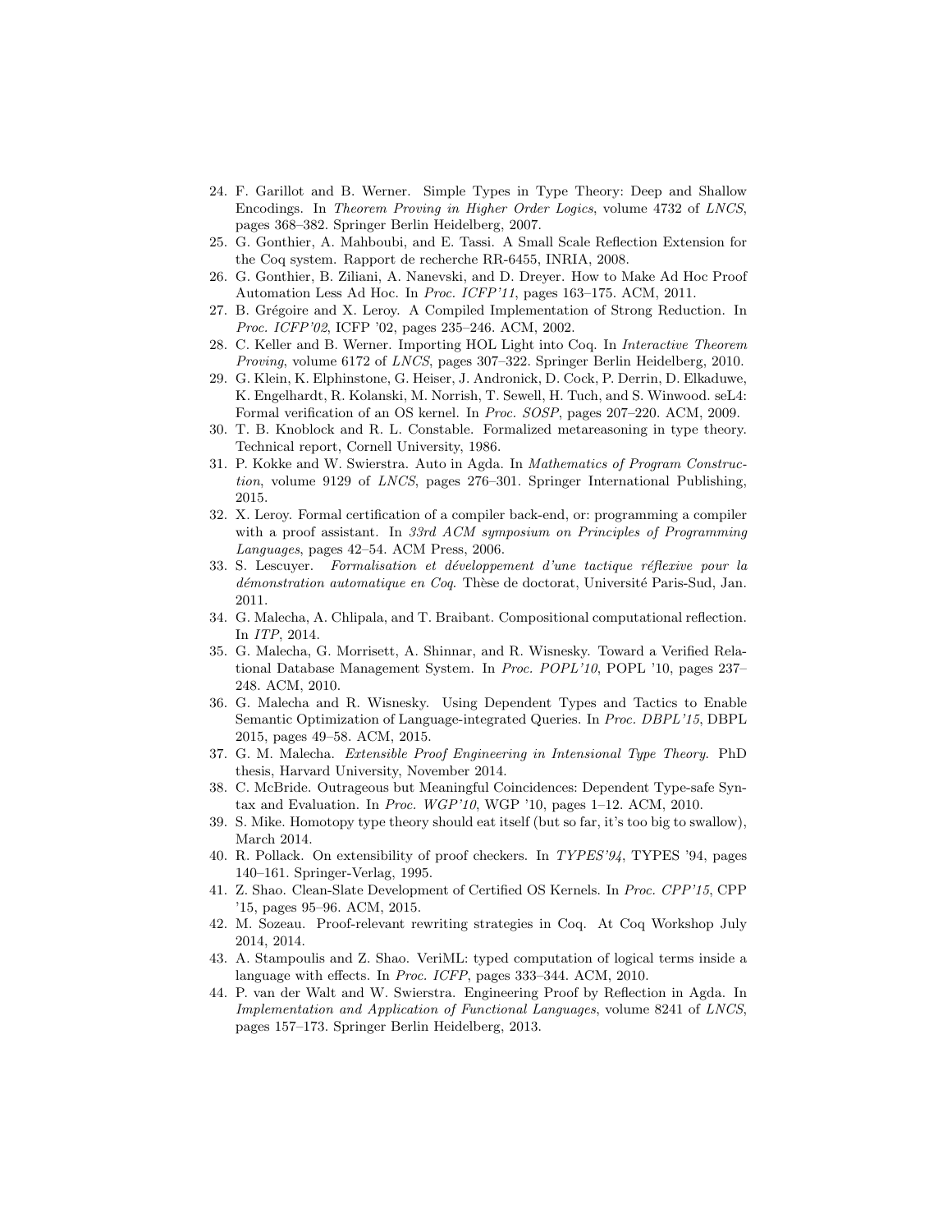24. F. Garillot and B. Werner. Simple Types in Type Theory: Deep and Shallow Encodings. In *Theorem Proving in Higher Order Logics*, volume 4732 of *LNCS*, pages 368–382. Springer Berlin Heidelberg, 2007.
25. G. Gonthier, A. Mahboubi, and E. Tassi. A Small Scale Reflection Extension for the Coq system. Rapport de recherche RR-6455, INRIA, 2008.
26. G. Gonthier, B. Ziliani, A. Nanevski, and D. Dreyer. How to Make Ad Hoc Proof Automation Less Ad Hoc. In *Proc. ICFP'11*, pages 163–175. ACM, 2011.
27. B. Grégoire and X. Leroy. A Compiled Implementation of Strong Reduction. In *Proc. ICFP'02*, ICFP '02, pages 235–246. ACM, 2002.
28. C. Keller and B. Werner. Importing HOL Light into Coq. In *Interactive Theorem Proving*, volume 6172 of *LNCS*, pages 307–322. Springer Berlin Heidelberg, 2010.
29. G. Klein, K. Elphinstone, G. Heiser, J. Andronick, D. Cock, P. Derrin, D. Elkaduwe, K. Engelhardt, R. Kolanski, M. Norrish, T. Sewell, H. Tuch, and S. Winwood. seL4: Formal verification of an OS kernel. In *Proc. SOSP*, pages 207–220. ACM, 2009.
30. T. B. Knoblock and R. L. Constable. Formalized metareasoning in type theory. Technical report, Cornell University, 1986.
31. P. Kokke and W. Swierstra. Auto in Agda. In *Mathematics of Program Construction*, volume 9129 of *LNCS*, pages 276–301. Springer International Publishing, 2015.
32. X. Leroy. Formal certification of a compiler back-end, or: programming a compiler with a proof assistant. In *33rd ACM symposium on Principles of Programming Languages*, pages 42–54. ACM Press, 2006.
33. S. Lescuyer. *Formalisation et développement d'une tactique réflexive pour la démonstration automatique en Coq*. Thèse de doctorat, Université Paris-Sud, Jan. 2011.
34. G. Malecha, A. Chlipala, and T. Braibant. Compositional computational reflection. In *ITP*, 2014.
35. G. Malecha, G. Morrisett, A. Shinnar, and R. Wisnesky. Toward a Verified Relational Database Management System. In *Proc. POPL'10*, POPL '10, pages 237–248. ACM, 2010.
36. G. Malecha and R. Wisnesky. Using Dependent Types and Tactics to Enable Semantic Optimization of Language-integrated Queries. In *Proc. DBPL'15*, DBPL 2015, pages 49–58. ACM, 2015.
37. G. M. Malecha. *Extensible Proof Engineering in Intensional Type Theory*. PhD thesis, Harvard University, November 2014.
38. C. McBride. Outrageous but Meaningful Coincidences: Dependent Type-safe Syntax and Evaluation. In *Proc. WGP'10*, WGP '10, pages 1–12. ACM, 2010.
39. S. Mike. Homotopy type theory should eat itself (but so far, it's too big to swallow), March 2014.
40. R. Pollack. On extensibility of proof checkers. In *TYPES'94*, TYPES '94, pages 140–161. Springer-Verlag, 1995.
41. Z. Shao. Clean-Slate Development of Certified OS Kernels. In *Proc. CPP'15*, CPP '15, pages 95–96. ACM, 2015.
42. M. Sozeau. Proof-relevant rewriting strategies in Coq. At Coq Workshop July 2014, 2014.
43. A. Stampoulis and Z. Shao. VeriML: typed computation of logical terms inside a language with effects. In *Proc. ICFP*, pages 333–344. ACM, 2010.
44. P. van der Walt and W. Swierstra. Engineering Proof by Reflection in Agda. In *Implementation and Application of Functional Languages*, volume 8241 of *LNCS*, pages 157–173. Springer Berlin Heidelberg, 2013.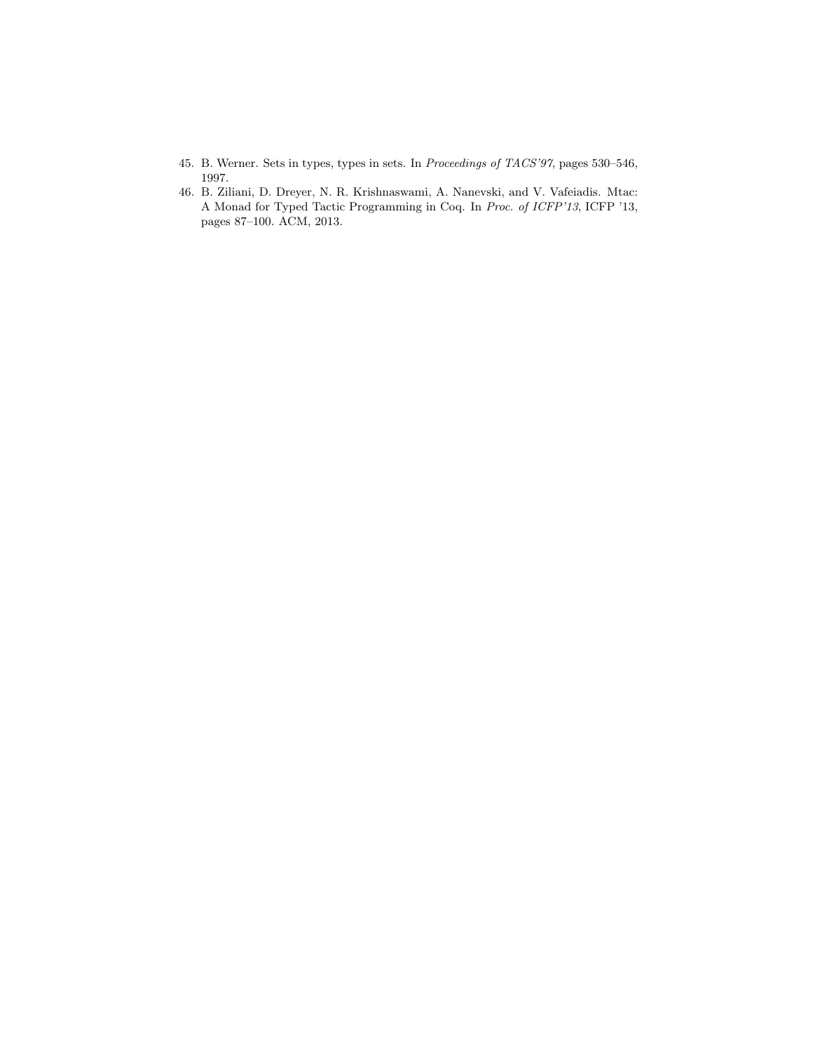45. B. Werner. Sets in types, types in sets. In *Proceedings of TACS'97*, pages 530–546, 1997.
46. B. Ziliani, D. Dreyer, N. R. Krishnaswami, A. Nanevski, and V. Vafeiadis. Mtac: A Monad for Typed Tactic Programming in Coq. In *Proc. of ICFP'13*, ICFP '13, pages 87–100. ACM, 2013.